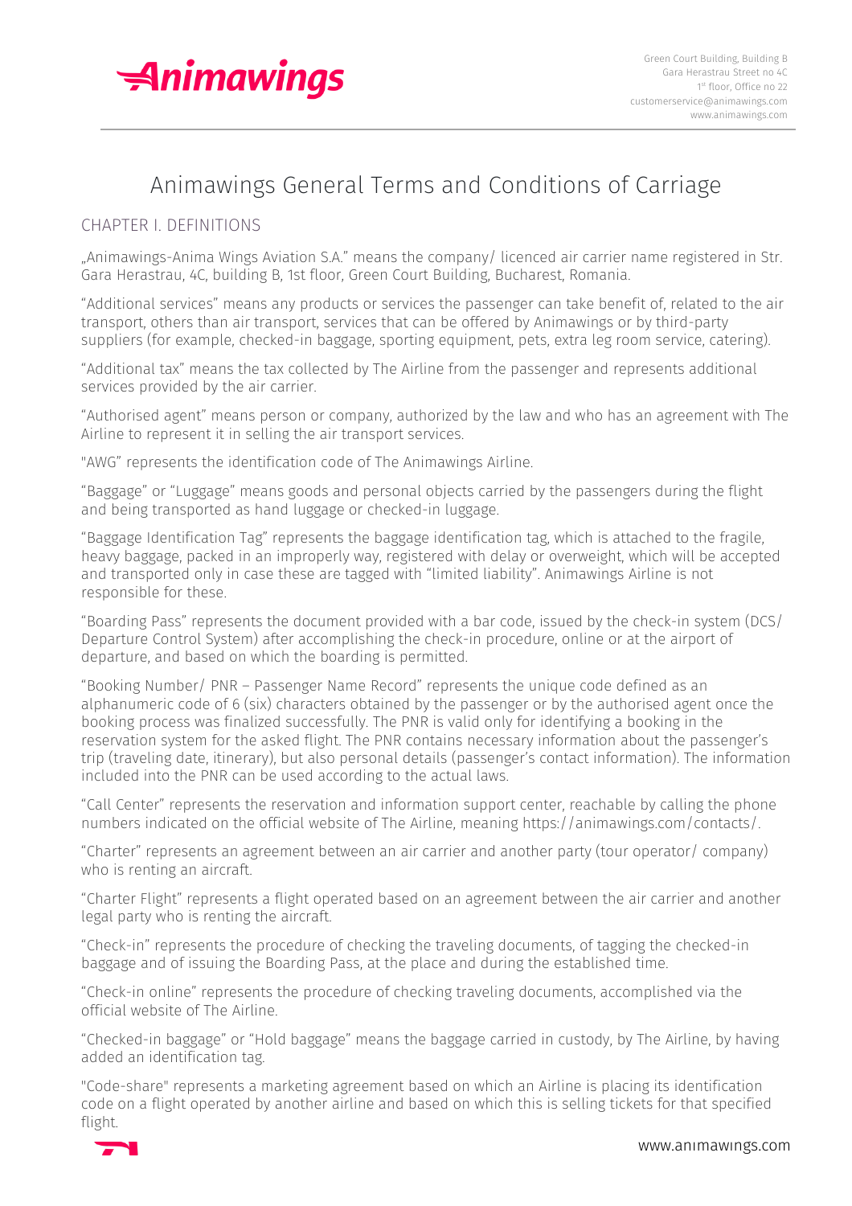# Animawings General Terms and Conditions of Carriage

## CHAPTER I. DEFINITIONS

„Animawings-Anima Wings Aviation S.A." means the company/ licenced air carrier name registered in Str. Gara Herastrau, 4C, building B, 1st floor, Green Court Building, Bucharest, Romania.

"Additional services" means any products or services the passenger can take benefit of, related to the air transport, others than air transport, services that can be offered by Animawings or by third-party suppliers (for example, checked-in baggage, sporting equipment, pets, extra leg room service, catering).

"Additional tax" means the tax collected by The Airline from the passenger and represents additional services provided by the air carrier.

"Authorised agent" means person or company, authorized by the law and who has an agreement with The Airline to represent it in selling the air transport services.

"AWG" represents the identification code of The Animawings Airline.

"Baggage" or "Luggage" means goods and personal objects carried by the passengers during the flight and being transported as hand luggage or checked-in luggage.

"Baggage Identification Tag" represents the baggage identification tag, which is attached to the fragile, heavy baggage, packed in an improperly way, registered with delay or overweight, which will be accepted and transported only in case these are tagged with "limited liability". Animawings Airline is not responsible for these.

"Boarding Pass" represents the document provided with a bar code, issued by the check-in system (DCS/ Departure Control System) after accomplishing the check-in procedure, online or at the airport of departure, and based on which the boarding is permitted.

"Booking Number/ PNR – Passenger Name Record" represents the unique code defined as an alphanumeric code of 6 (six) characters obtained by the passenger or by the authorised agent once the booking process was finalized successfully. The PNR is valid only for identifying a booking in the reservation system for the asked flight. The PNR contains necessary information about the passenger's trip (traveling date, itinerary), but also personal details (passenger's contact information). The information included into the PNR can be used according to the actual laws.

"Call Center" represents the reservation and information support center, reachable by calling the phone numbers indicated on the official website of The Airline, meaning https://animawings.com/contacts/.

"Charter" represents an agreement between an air carrier and another party (tour operator/ company) who is renting an aircraft.

"Charter Flight" represents a flight operated based on an agreement between the air carrier and another legal party who is renting the aircraft.

"Check-in" represents the procedure of checking the traveling documents, of tagging the checked-in baggage and of issuing the Boarding Pass, at the place and during the established time.

"Check-in online" represents the procedure of checking traveling documents, accomplished via the official website of The Airline.

"Checked-in baggage" or "Hold baggage" means the baggage carried in custody, by The Airline, by having added an identification tag.

"Code-share" represents a marketing agreement based on which an Airline is placing its identification code on a flight operated by another airline and based on which this is selling tickets for that specified flight.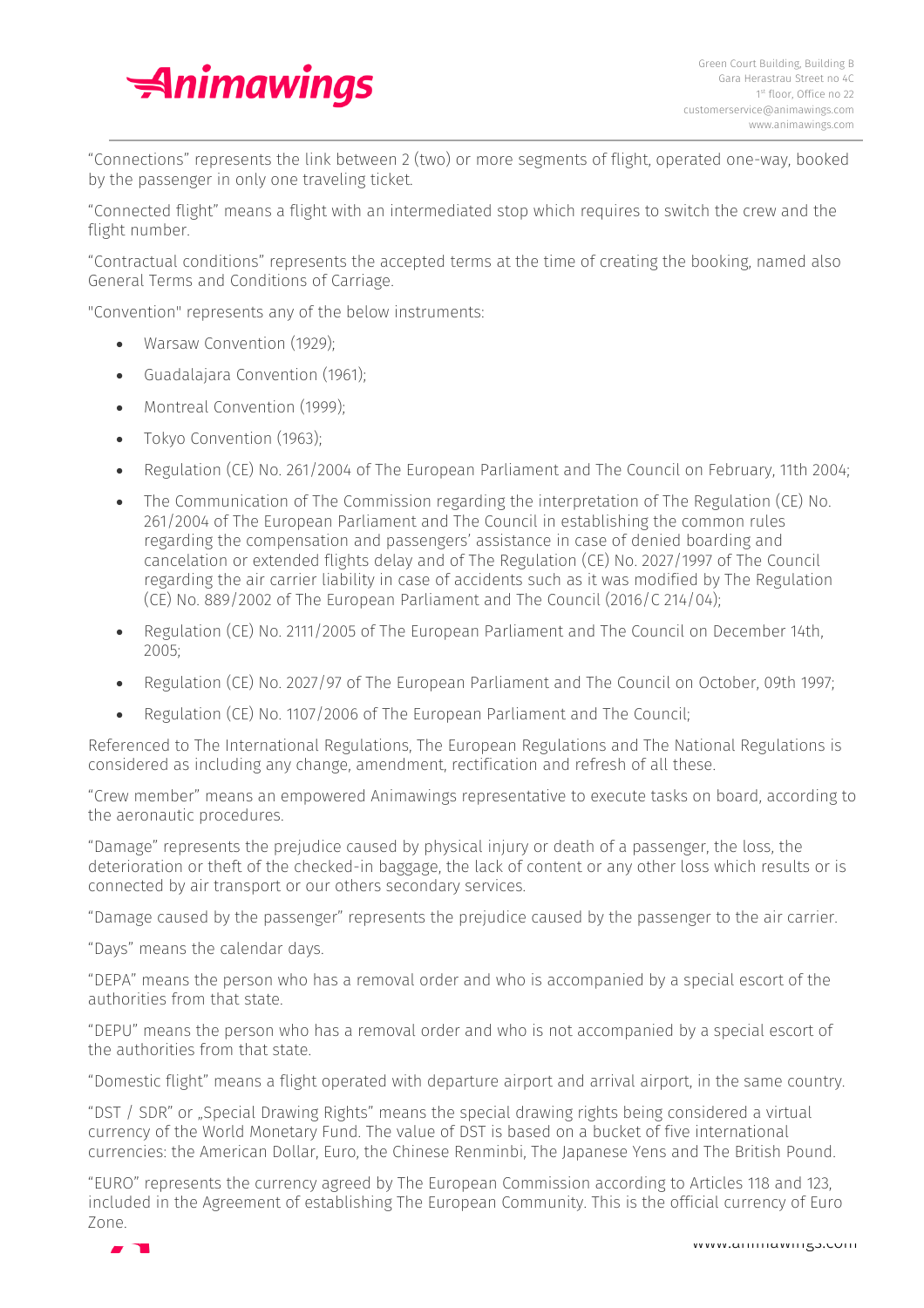"Connections" represents the link between 2 (two) or more segments of flight, operated one-way, booked by the passenger in only one traveling ticket.

"Connected flight" means a flight with an intermediated stop which requires to switch the crew and the flight number.

"Contractual conditions" represents the accepted terms at the time of creating the booking, named also General Terms and Conditions of Carriage.

"Convention" represents any of the below instruments:

- Warsaw Convention (1929);
- Guadalajara Convention (1961);
- Montreal Convention (1999);
- Tokyo Convention (1963);
- Regulation (CE) No. 261/2004 of The European Parliament and The Council on February, 11th 2004;
- The Communication of The Commission regarding the interpretation of The Regulation (CE) No. 261/2004 of The European Parliament and The Council in establishing the common rules regarding the compensation and passengers' assistance in case of denied boarding and cancelation or extended flights delay and of The Regulation (CE) No. 2027/1997 of The Council regarding the air carrier liability in case of accidents such as it was modified by The Regulation (CE) No. 889/2002 of The European Parliament and The Council (2016/C 214/04);
- Regulation (CE) No. 2111/2005 of The European Parliament and The Council on December 14th, 2005;
- Regulation (CE) No. 2027/97 of The European Parliament and The Council on October, 09th 1997;
- Regulation (CE) No. 1107/2006 of The European Parliament and The Council;

Referenced to The International Regulations, The European Regulations and The National Regulations is considered as including any change, amendment, rectification and refresh of all these.

"Crew member" means an empowered Animawings representative to execute tasks on board, according to the aeronautic procedures.

"Damage" represents the prejudice caused by physical injury or death of a passenger, the loss, the deterioration or theft of the checked-in baggage, the lack of content or any other loss which results or is connected by air transport or our others secondary services.

"Damage caused by the passenger" represents the prejudice caused by the passenger to the air carrier.

"Days" means the calendar days.

"DEPA" means the person who has a removal order and who is accompanied by a special escort of the authorities from that state.

"DEPU" means the person who has a removal order and who is not accompanied by a special escort of the authorities from that state.

"Domestic flight" means a flight operated with departure airport and arrival airport, in the same country.

"DST / SDR" or „Special Drawing Rights" means the special drawing rights being considered a virtual currency of the World Monetary Fund. The value of DST is based on a bucket of five international currencies: the American Dollar, Euro, the Chinese Renminbi, The Japanese Yens and The British Pound.

"EURO" represents the currency agreed by The European Commission according to Articles 118 and 123, included in the Agreement of establishing The European Community. This is the official currency of Euro Zone.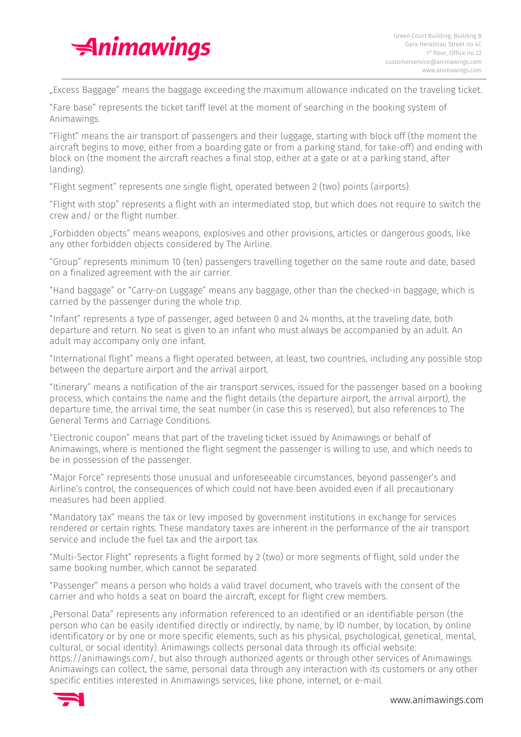„Excess Baggage" means the baggage exceeding the maximum allowance indicated on the traveling ticket.

"Fare base" represents the ticket tariff level at the moment of searching in the booking system of Animawings.

"Flight" means the air transport of passengers and their luggage, starting with block off (the moment the aircraft begins to move, either from a boarding gate or from a parking stand, for take-off) and ending with block on (the moment the aircraft reaches a final stop, either at a gate or at a parking stand, after landing).

"Flight segment" represents one single flight, operated between 2 (two) points (airports).

"Flight with stop" represents a flight with an intermediated stop, but which does not require to switch the crew and/ or the flight number.

„Forbidden objects" means weapons, explosives and other provisions, articles or dangerous goods, like any other forbidden objects considered by The Airline.

"Group" represents minimum 10 (ten) passengers travelling together on the same route and date, based on a finalized agreement with the air carrier.

"Hand baggage" or "Carry-on Luggage" means any baggage, other than the checked-in baggage, which is carried by the passenger during the whole trip.

"Infant" represents a type of passenger, aged between 0 and 24 months, at the traveling date, both departure and return. No seat is given to an infant who must always be accompanied by an adult. An adult may accompany only one infant.

"International flight" means a flight operated between, at least, two countries, including any possible stop between the departure airport and the arrival airport.

"Itinerary" means a notification of the air transport services, issued for the passenger based on a booking process, which contains the name and the flight details (the departure airport, the arrival airport), the departure time, the arrival time, the seat number (in case this is reserved), but also references to The General Terms and Carriage Conditions.

"Electronic coupon" means that part of the traveling ticket issued by Animawings or behalf of Animawings, where is mentioned the flight segment the passenger is willing to use, and which needs to be in possession of the passenger.

"Major Force" represents those unusual and unforeseeable circumstances, beyond passenger's and Airline's control, the consequences of which could not have been avoided even if all precautionary measures had been applied.

"Mandatory tax" means the tax or levy imposed by government institutions in exchange for services rendered or certain rights. These mandatory taxes are inherent in the performance of the air transport service and include the fuel tax and the airport tax.

"Multi-Sector Flight" represents a flight formed by 2 (two) or more segments of flight, sold under the same booking number, which cannot be separated.

"Passenger" means a person who holds a valid travel document, who travels with the consent of the carrier and who holds a seat on board the aircraft, except for flight crew members.

„Personal Data" represents any information referenced to an identified or an identifiable person (the person who can be easily identified directly or indirectly, by name, by ID number, by location, by online identificatory or by one or more specific elements, such as his physical, psychological, genetical, mental, cultural, or social identity). Animawings collects personal data through its official website: https://animawings.com/, but also through authorized agents or through other services of Animawings. Animawings can collect, the same, personal data through any interaction with its customers or any other specific entities interested in Animawings services, like phone, internet, or e-mail.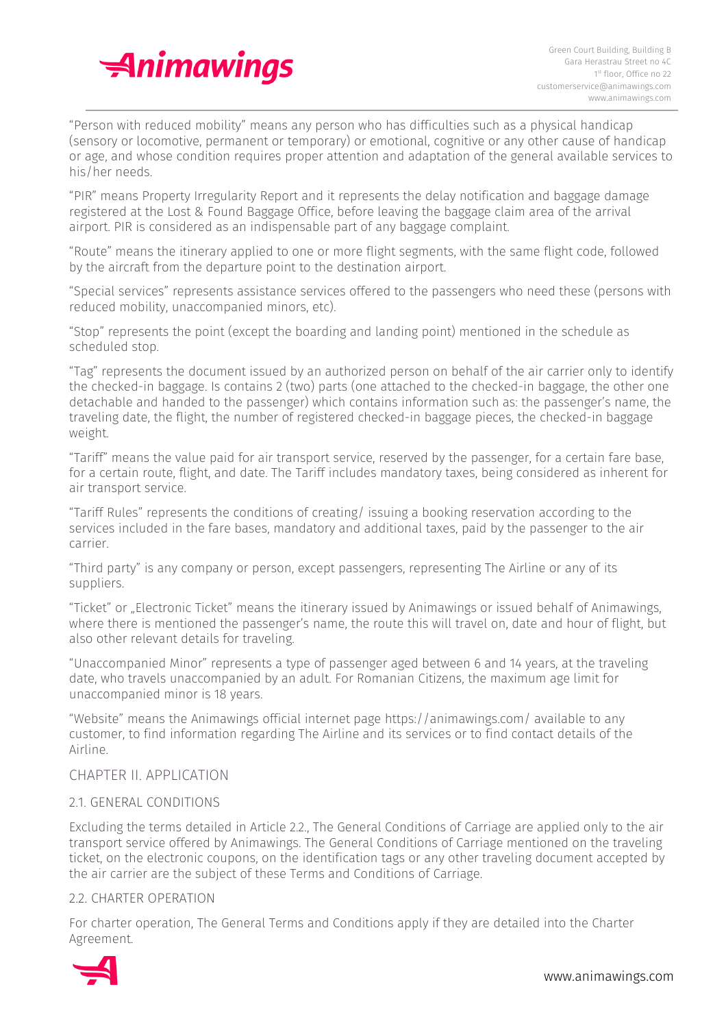"Person with reduced mobility" means any person who has difficulties such as a physical handicap (sensory or locomotive, permanent or temporary) or emotional, cognitive or any other cause of handicap or age, and whose condition requires proper attention and adaptation of the general available services to his/her needs.

"PIR" means Property Irregularity Report and it represents the delay notification and baggage damage registered at the Lost & Found Baggage Office, before leaving the baggage claim area of the arrival airport. PIR is considered as an indispensable part of any baggage complaint.

"Route" means the itinerary applied to one or more flight segments, with the same flight code, followed by the aircraft from the departure point to the destination airport.

"Special services" represents assistance services offered to the passengers who need these (persons with reduced mobility, unaccompanied minors, etc).

"Stop" represents the point (except the boarding and landing point) mentioned in the schedule as scheduled stop.

"Tag" represents the document issued by an authorized person on behalf of the air carrier only to identify the checked-in baggage. Is contains 2 (two) parts (one attached to the checked-in baggage, the other one detachable and handed to the passenger) which contains information such as: the passenger's name, the traveling date, the flight, the number of registered checked-in baggage pieces, the checked-in baggage weight.

"Tariff" means the value paid for air transport service, reserved by the passenger, for a certain fare base, for a certain route, flight, and date. The Tariff includes mandatory taxes, being considered as inherent for air transport service.

"Tariff Rules" represents the conditions of creating/ issuing a booking reservation according to the services included in the fare bases, mandatory and additional taxes, paid by the passenger to the air carrier.

"Third party" is any company or person, except passengers, representing The Airline or any of its suppliers.

"Ticket" or „Electronic Ticket" means the itinerary issued by Animawings or issued behalf of Animawings, where there is mentioned the passenger's name, the route this will travel on, date and hour of flight, but also other relevant details for traveling.

"Unaccompanied Minor" represents a type of passenger aged between 6 and 14 years, at the traveling date, who travels unaccompanied by an adult. For Romanian Citizens, the maximum age limit for unaccompanied minor is 18 years.

"Website" means the Animawings official internet page https://animawings.com/ available to any customer, to find information regarding The Airline and its services or to find contact details of the Airline.

## CHAPTER II. APPLICATION

### 2.1. GENERAL CONDITIONS

Excluding the terms detailed in Article 2.2., The General Conditions of Carriage are applied only to the air transport service offered by Animawings. The General Conditions of Carriage mentioned on the traveling ticket, on the electronic coupons, on the identification tags or any other traveling document accepted by the air carrier are the subject of these Terms and Conditions of Carriage.

### 2.2. CHARTER OPERATION

For charter operation, The General Terms and Conditions apply if they are detailed into the Charter Agreement.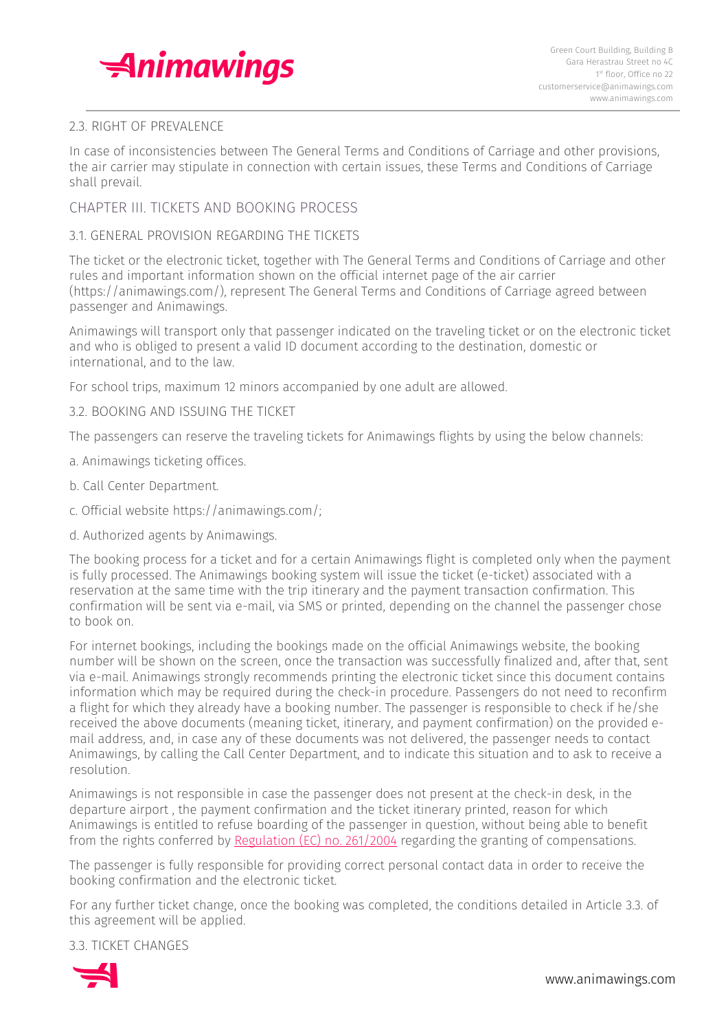## 2.3. RIGHT OF PREVALENCE

In case of inconsistencies between The General Terms and Conditions of Carriage and other provisions, the air carrier may stipulate in connection with certain issues, these Terms and Conditions of Carriage shall prevail.

# CHAPTER III. TICKETS AND BOOKING PROCESS

## 3.1. GENERAL PROVISION REGARDING THE TICKETS

The ticket or the electronic ticket, together with The General Terms and Conditions of Carriage and other rules and important information shown on the official internet page of the air carrier (https://animawings.com/), represent The General Terms and Conditions of Carriage agreed between passenger and Animawings.

Animawings will transport only that passenger indicated on the traveling ticket or on the electronic ticket and who is obliged to present a valid ID document according to the destination, domestic or international, and to the law.

For school trips, maximum 12 minors accompanied by one adult are allowed.

## 3.2. BOOKING AND ISSUING THE TICKET

The passengers can reserve the traveling tickets for Animawings flights by using the below channels:

a. Animawings ticketing offices.

b. Call Center Department.

c. Official website https://animawings.com/;

d. Authorized agents by Animawings.

The booking process for a ticket and for a certain Animawings flight is completed only when the payment is fully processed. The Animawings booking system will issue the ticket (e-ticket) associated with a reservation at the same time with the trip itinerary and the payment transaction confirmation. This confirmation will be sent via e-mail, via SMS or printed, depending on the channel the passenger chose to book on.

For internet bookings, including the bookings made on the official Animawings website, the booking number will be shown on the screen, once the transaction was successfully finalized and, after that, sent via e-mail. Animawings strongly recommends printing the electronic ticket since this document contains information which may be required during the check-in procedure. Passengers do not need to reconfirm a flight for which they already have a booking number. The passenger is responsible to check if he/she received the above documents (meaning ticket, itinerary, and payment confirmation) on the provided e-mail address, and, in case any of these documents was not delivered, the passenger needs to contact Animawings, by calling the Call Center Department, and to indicate this situation and to ask to receive a resolution.

Animawings is not responsible in case the passenger does not present at the check-in desk, in the departure airport , the payment confirmation and the ticket itinerary printed, reason for which Animawings is entitled to refuse boarding of the passenger in question, without being able to benefit from the rights conferred by Regulation (EC) no. 261/2004 regarding the granting of compensations.

The passenger is fully responsible for providing correct personal contact data in order to receive the booking confirmation and the electronic ticket.

For any further ticket change, once the booking was completed, the conditions detailed in Article 3.3. of this agreement will be applied.

## 3.3. TICKET CHANGES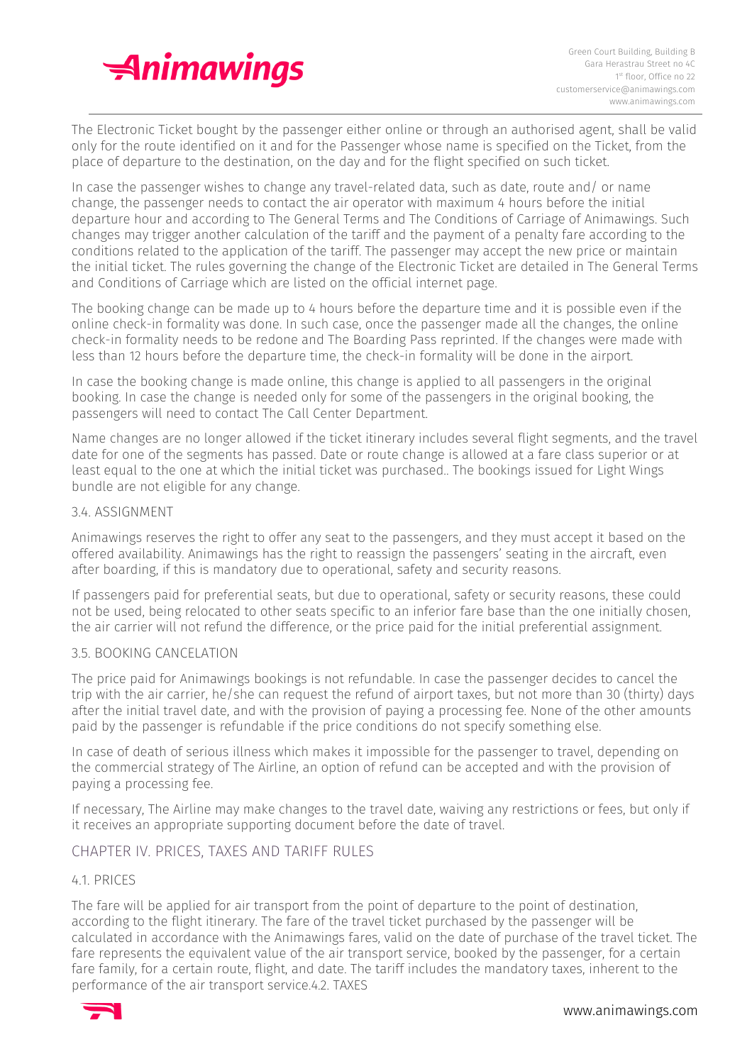The Electronic Ticket bought by the passenger either online or through an authorised agent, shall be valid only for the route identified on it and for the Passenger whose name is specified on the Ticket, from the place of departure to the destination, on the day and for the flight specified on such ticket.

In case the passenger wishes to change any travel-related data, such as date, route and/ or name change, the passenger needs to contact the air operator with maximum 4 hours before the initial departure hour and according to The General Terms and The Conditions of Carriage of Animawings. Such changes may trigger another calculation of the tariff and the payment of a penalty fare according to the conditions related to the application of the tariff. The passenger may accept the new price or maintain the initial ticket. The rules governing the change of the Electronic Ticket are detailed in The General Terms and Conditions of Carriage which are listed on the official internet page.

The booking change can be made up to 4 hours before the departure time and it is possible even if the online check-in formality was done. In such case, once the passenger made all the changes, the online check-in formality needs to be redone and The Boarding Pass reprinted. If the changes were made with less than 12 hours before the departure time, the check-in formality will be done in the airport.

In case the booking change is made online, this change is applied to all passengers in the original booking. In case the change is needed only for some of the passengers in the original booking, the passengers will need to contact The Call Center Department.

Name changes are no longer allowed if the ticket itinerary includes several flight segments, and the travel date for one of the segments has passed. Date or route change is allowed at a fare class superior or at least equal to the one at which the initial ticket was purchased.. The bookings issued for Light Wings bundle are not eligible for any change.

### 3.4. ASSIGNMENT

Animawings reserves the right to offer any seat to the passengers, and they must accept it based on the offered availability. Animawings has the right to reassign the passengers' seating in the aircraft, even after boarding, if this is mandatory due to operational, safety and security reasons.

If passengers paid for preferential seats, but due to operational, safety or security reasons, these could not be used, being relocated to other seats specific to an inferior fare base than the one initially chosen, the air carrier will not refund the difference, or the price paid for the initial preferential assignment.

### 3.5. BOOKING CANCELATION

The price paid for Animawings bookings is not refundable. In case the passenger decides to cancel the trip with the air carrier, he/she can request the refund of airport taxes, but not more than 30 (thirty) days after the initial travel date, and with the provision of paying a processing fee. None of the other amounts paid by the passenger is refundable if the price conditions do not specify something else.

In case of death of serious illness which makes it impossible for the passenger to travel, depending on the commercial strategy of The Airline, an option of refund can be accepted and with the provision of paying a processing fee.

If necessary, The Airline may make changes to the travel date, waiving any restrictions or fees, but only if it receives an appropriate supporting document before the date of travel.

## CHAPTER IV. PRICES, TAXES AND TARIFF RULES

### 4.1. PRICES

The fare will be applied for air transport from the point of departure to the point of destination, according to the flight itinerary. The fare of the travel ticket purchased by the passenger will be calculated in accordance with the Animawings fares, valid on the date of purchase of the travel ticket. The fare represents the equivalent value of the air transport service, booked by the passenger, for a certain fare family, for a certain route, flight, and date. The tariff includes the mandatory taxes, inherent to the performance of the air transport service.4.2. TAXES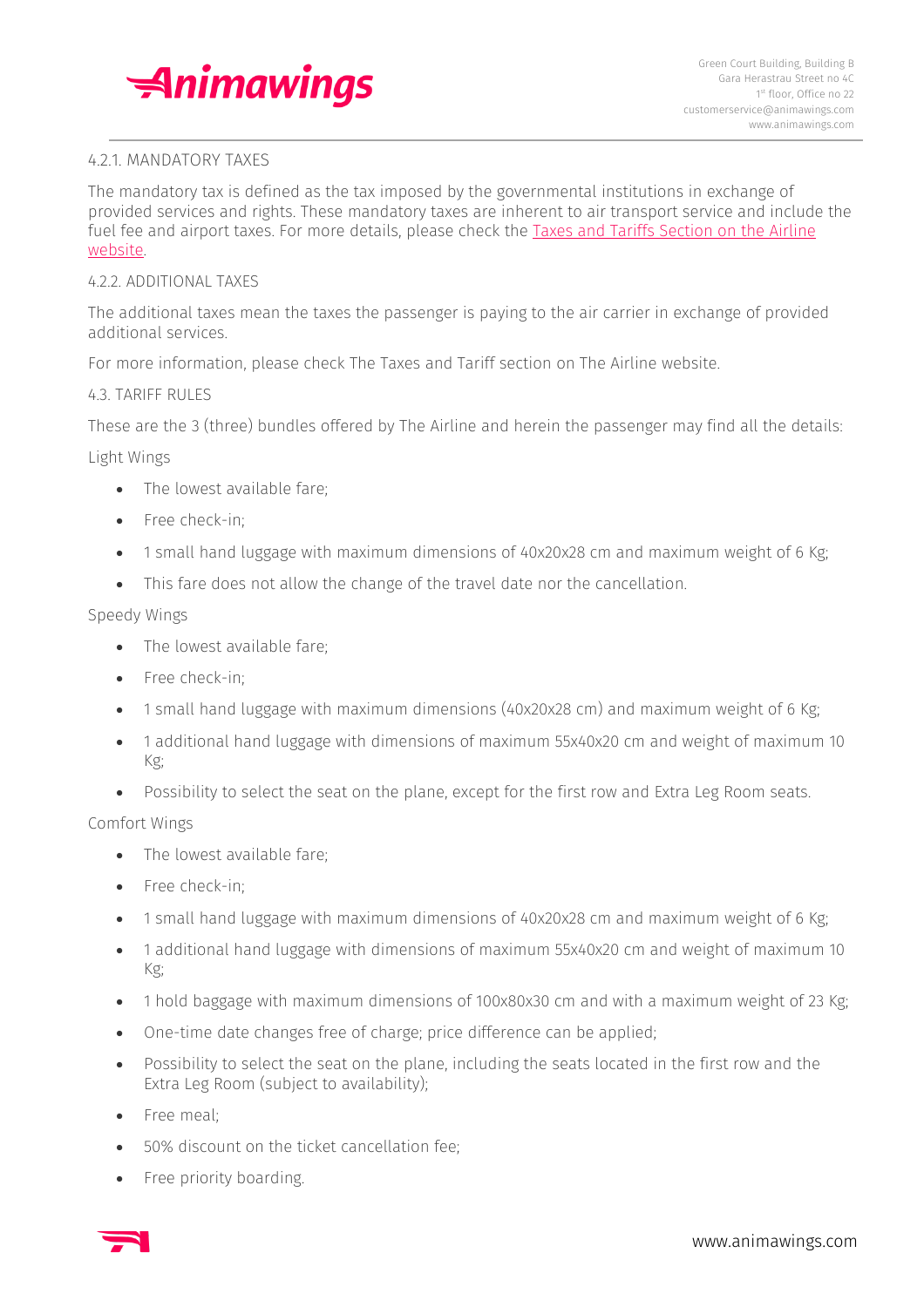### 4.2.1. MANDATORY TAXES

The mandatory tax is defined as the tax imposed by the governmental institutions in exchange of provided services and rights. These mandatory taxes are inherent to air transport service and include the fuel fee and airport taxes. For more details, please check the [Taxes and Tariffs Section on the Airline website](https://www.animawings.com).

### 4.2.2. ADDITIONAL TAXES

The additional taxes mean the taxes the passenger is paying to the air carrier in exchange of provided additional services.

For more information, please check The Taxes and Tariff section on The Airline website.

## 4.3. TARIFF RULES

These are the 3 (three) bundles offered by The Airline and herein the passenger may find all the details:

Light Wings

- The lowest available fare;
- Free check-in;
- 1 small hand luggage with maximum dimensions of 40x20x28 cm and maximum weight of 6 Kg;
- This fare does not allow the change of the travel date nor the cancellation.

Speedy Wings

- The lowest available fare;
- Free check-in;
- 1 small hand luggage with maximum dimensions (40x20x28 cm) and maximum weight of 6 Kg;
- 1 additional hand luggage with dimensions of maximum 55x40x20 cm and weight of maximum 10 Kg;
- Possibility to select the seat on the plane, except for the first row and Extra Leg Room seats.

Comfort Wings

- The lowest available fare;
- Free check-in;
- 1 small hand luggage with maximum dimensions of 40x20x28 cm and maximum weight of 6 Kg;
- 1 additional hand luggage with dimensions of maximum 55x40x20 cm and weight of maximum 10 Kg;
- 1 hold baggage with maximum dimensions of 100x80x30 cm and with a maximum weight of 23 Kg;
- One-time date changes free of charge; price difference can be applied;
- Possibility to select the seat on the plane, including the seats located in the first row and the Extra Leg Room (subject to availability);
- Free meal;
- 50% discount on the ticket cancellation fee;
- Free priority boarding.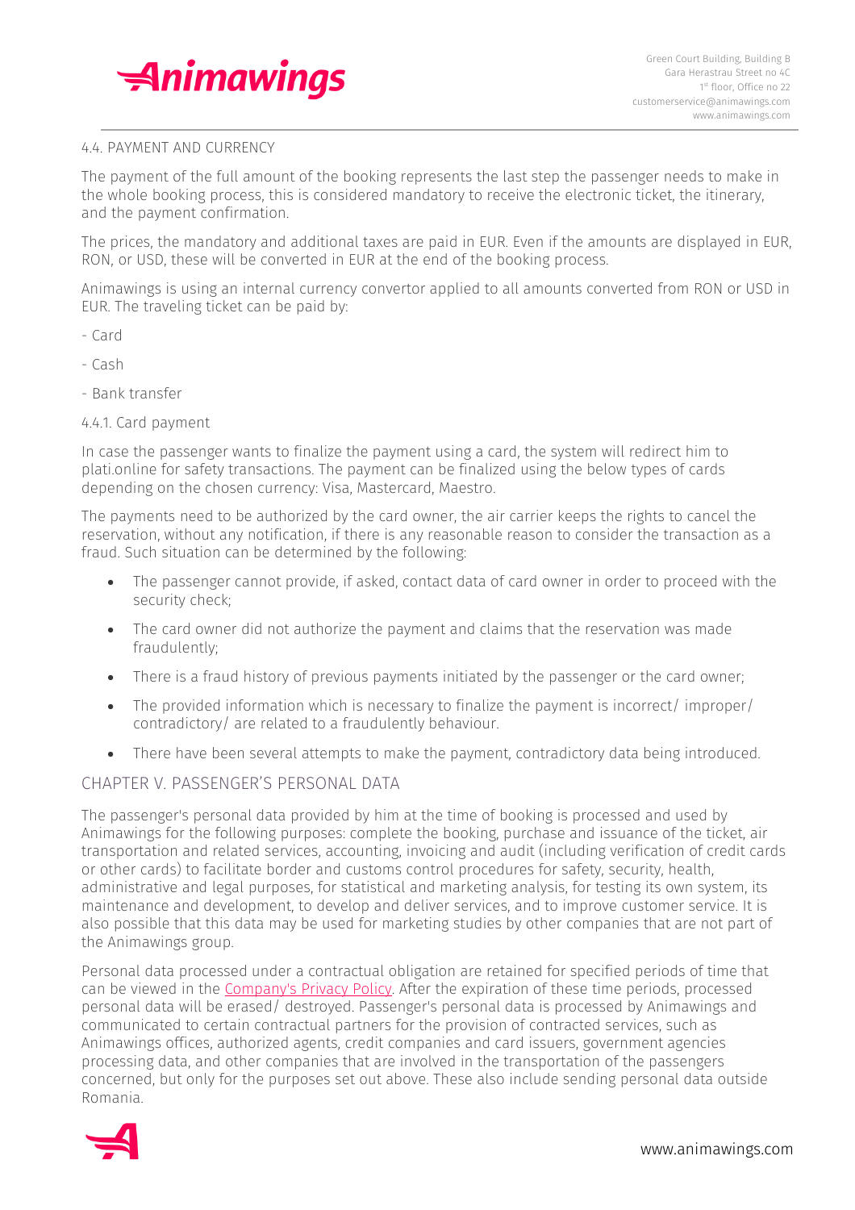### 4.4. PAYMENT AND CURRENCY

The payment of the full amount of the booking represents the last step the passenger needs to make in the whole booking process, this is considered mandatory to receive the electronic ticket, the itinerary, and the payment confirmation.

The prices, the mandatory and additional taxes are paid in EUR. Even if the amounts are displayed in EUR, RON, or USD, these will be converted in EUR at the end of the booking process.

Animawings is using an internal currency convertor applied to all amounts converted from RON or USD in EUR. The traveling ticket can be paid by:

- Card
- Cash
- Bank transfer

#### 4.4.1. Card payment

In case the passenger wants to finalize the payment using a card, the system will redirect him to plati.online for safety transactions. The payment can be finalized using the below types of cards depending on the chosen currency: Visa, Mastercard, Maestro.

The payments need to be authorized by the card owner, the air carrier keeps the rights to cancel the reservation, without any notification, if there is any reasonable reason to consider the transaction as a fraud. Such situation can be determined by the following:

- The passenger cannot provide, if asked, contact data of card owner in order to proceed with the security check;
- The card owner did not authorize the payment and claims that the reservation was made fraudulently;
- There is a fraud history of previous payments initiated by the passenger or the card owner;
- The provided information which is necessary to finalize the payment is incorrect/ improper/ contradictory/ are related to a fraudulently behaviour.
- There have been several attempts to make the payment, contradictory data being introduced.

## CHAPTER V. PASSENGER'S PERSONAL DATA

The passenger's personal data provided by him at the time of booking is processed and used by Animawings for the following purposes: complete the booking, purchase and issuance of the ticket, air transportation and related services, accounting, invoicing and audit (including verification of credit cards or other cards) to facilitate border and customs control procedures for safety, security, health, administrative and legal purposes, for statistical and marketing analysis, for testing its own system, its maintenance and development, to develop and deliver services, and to improve customer service. It is also possible that this data may be used for marketing studies by other companies that are not part of the Animawings group.

Personal data processed under a contractual obligation are retained for specified periods of time that can be viewed in the Company's Privacy Policy. After the expiration of these time periods, processed personal data will be erased/ destroyed. Passenger's personal data is processed by Animawings and communicated to certain contractual partners for the provision of contracted services, such as Animawings offices, authorized agents, credit companies and card issuers, government agencies processing data, and other companies that are involved in the transportation of the passengers concerned, but only for the purposes set out above. These also include sending personal data outside Romania.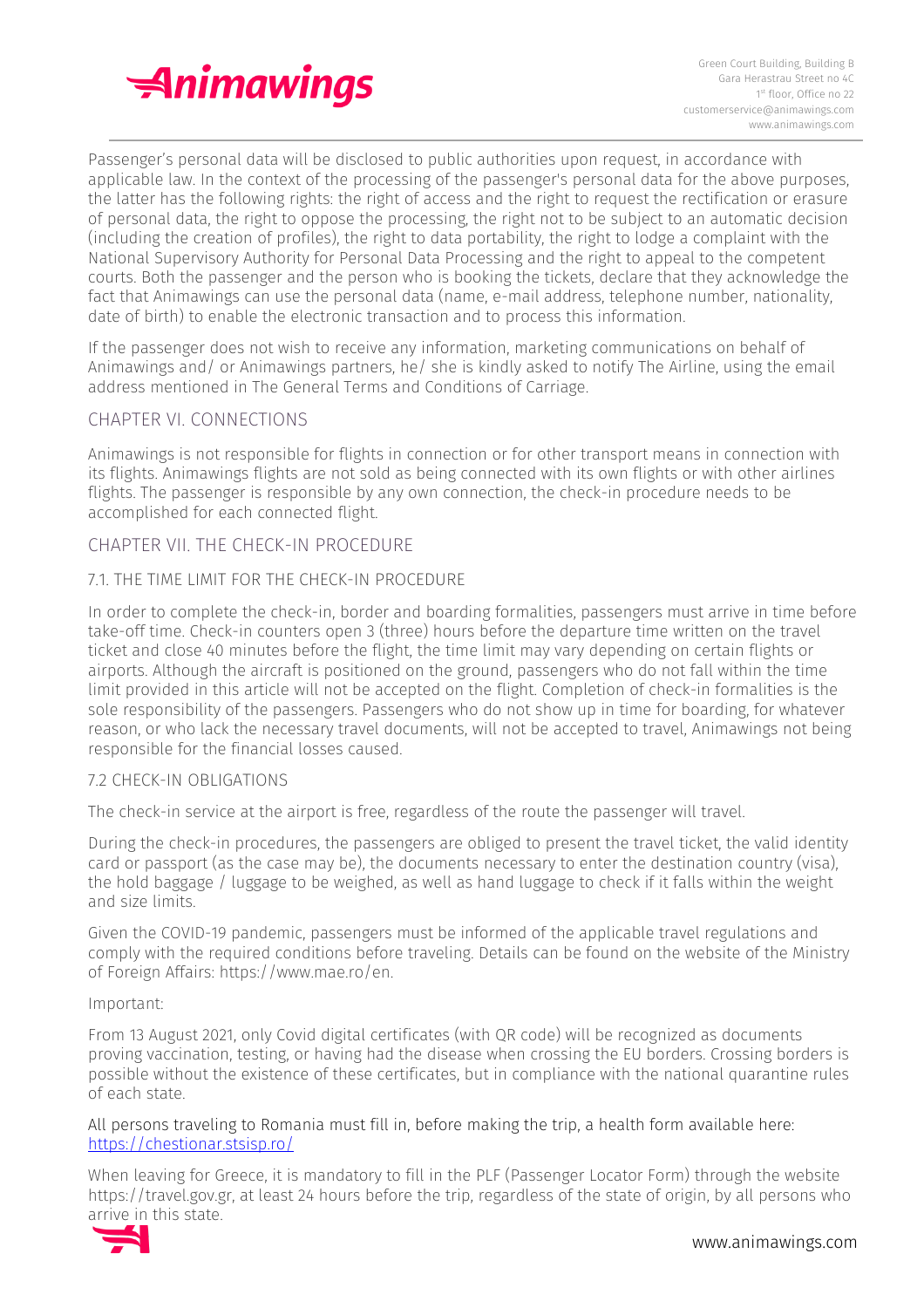Passenger's personal data will be disclosed to public authorities upon request, in accordance with applicable law. In the context of the processing of the passenger's personal data for the above purposes, the latter has the following rights: the right of access and the right to request the rectification or erasure of personal data, the right to oppose the processing, the right not to be subject to an automatic decision (including the creation of profiles), the right to data portability, the right to lodge a complaint with the National Supervisory Authority for Personal Data Processing and the right to appeal to the competent courts. Both the passenger and the person who is booking the tickets, declare that they acknowledge the fact that Animawings can use the personal data (name, e-mail address, telephone number, nationality, date of birth) to enable the electronic transaction and to process this information.

If the passenger does not wish to receive any information, marketing communications on behalf of Animawings and/ or Animawings partners, he/ she is kindly asked to notify The Airline, using the email address mentioned in The General Terms and Conditions of Carriage.

## CHAPTER VI. CONNECTIONS

Animawings is not responsible for flights in connection or for other transport means in connection with its flights. Animawings flights are not sold as being connected with its own flights or with other airlines flights. The passenger is responsible by any own connection, the check-in procedure needs to be accomplished for each connected flight.

## CHAPTER VII. THE CHECK-IN PROCEDURE

### 7.1. THE TIME LIMIT FOR THE CHECK-IN PROCEDURE

In order to complete the check-in, border and boarding formalities, passengers must arrive in time before take-off time. Check-in counters open 3 (three) hours before the departure time written on the travel ticket and close 40 minutes before the flight, the time limit may vary depending on certain flights or airports. Although the aircraft is positioned on the ground, passengers who do not fall within the time limit provided in this article will not be accepted on the flight. Completion of check-in formalities is the sole responsibility of the passengers. Passengers who do not show up in time for boarding, for whatever reason, or who lack the necessary travel documents, will not be accepted to travel, Animawings not being responsible for the financial losses caused.

### 7.2 CHECK-IN OBLIGATIONS

The check-in service at the airport is free, regardless of the route the passenger will travel.

During the check-in procedures, the passengers are obliged to present the travel ticket, the valid identity card or passport (as the case may be), the documents necessary to enter the destination country (visa), the hold baggage / luggage to be weighed, as well as hand luggage to check if it falls within the weight and size limits.

Given the COVID-19 pandemic, passengers must be informed of the applicable travel regulations and comply with the required conditions before traveling. Details can be found on the website of the Ministry of Foreign Affairs: https://www.mae.ro/en.

Important:

From 13 August 2021, only Covid digital certificates (with QR code) will be recognized as documents proving vaccination, testing, or having had the disease when crossing the EU borders. Crossing borders is possible without the existence of these certificates, but in compliance with the national quarantine rules of each state.

All persons traveling to Romania must fill in, before making the trip, a health form available here: [https://chestionar.stsisp.ro/](https://chestionar.stsisp.ro/)

When leaving for Greece, it is mandatory to fill in the PLF (Passenger Locator Form) through the website https://travel.gov.gr, at least 24 hours before the trip, regardless of the state of origin, by all persons who arrive in this state.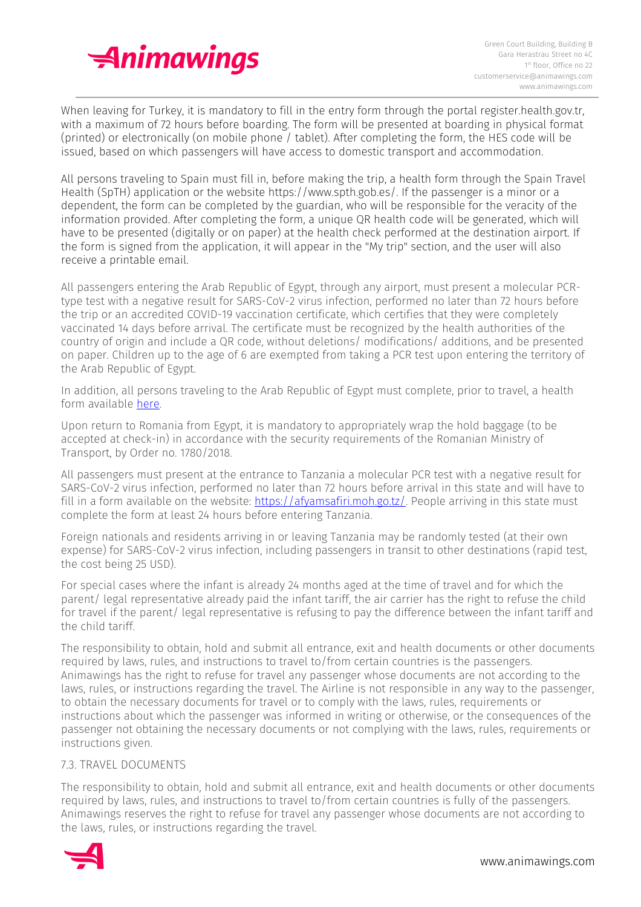When leaving for Turkey, it is mandatory to fill in the entry form through the portal register.health.gov.tr, with a maximum of 72 hours before boarding. The form will be presented at boarding in physical format (printed) or electronically (on mobile phone / tablet). After completing the form, the HES code will be issued, based on which passengers will have access to domestic transport and accommodation.

All persons traveling to Spain must fill in, before making the trip, a health form through the Spain Travel Health (SpTH) application or the website https://www.spth.gob.es/. If the passenger is a minor or a dependent, the form can be completed by the guardian, who will be responsible for the veracity of the information provided. After completing the form, a unique QR health code will be generated, which will have to be presented (digitally or on paper) at the health check performed at the destination airport. If the form is signed from the application, it will appear in the "My trip" section, and the user will also receive a printable email.

All passengers entering the Arab Republic of Egypt, through any airport, must present a molecular PCR-type test with a negative result for SARS-CoV-2 virus infection, performed no later than 72 hours before the trip or an accredited COVID-19 vaccination certificate, which certifies that they were completely vaccinated 14 days before arrival. The certificate must be recognized by the health authorities of the country of origin and include a QR code, without deletions/ modifications/ additions, and be presented on paper. Children up to the age of 6 are exempted from taking a PCR test upon entering the territory of the Arab Republic of Egypt.

In addition, all persons traveling to the Arab Republic of Egypt must complete, prior to travel, a health form available here.

Upon return to Romania from Egypt, it is mandatory to appropriately wrap the hold baggage (to be accepted at check-in) in accordance with the security requirements of the Romanian Ministry of Transport, by Order no. 1780/2018.

All passengers must present at the entrance to Tanzania a molecular PCR test with a negative result for SARS-CoV-2 virus infection, performed no later than 72 hours before arrival in this state and will have to fill in a form available on the website: https://afyamsafiri.moh.go.tz/. People arriving in this state must complete the form at least 24 hours before entering Tanzania.

Foreign nationals and residents arriving in or leaving Tanzania may be randomly tested (at their own expense) for SARS-CoV-2 virus infection, including passengers in transit to other destinations (rapid test, the cost being 25 USD).

For special cases where the infant is already 24 months aged at the time of travel and for which the parent/ legal representative already paid the infant tariff, the air carrier has the right to refuse the child for travel if the parent/ legal representative is refusing to pay the difference between the infant tariff and the child tariff.

The responsibility to obtain, hold and submit all entrance, exit and health documents or other documents required by laws, rules, and instructions to travel to/from certain countries is the passengers. Animawings has the right to refuse for travel any passenger whose documents are not according to the laws, rules, or instructions regarding the travel. The Airline is not responsible in any way to the passenger, to obtain the necessary documents for travel or to comply with the laws, rules, requirements or instructions about which the passenger was informed in writing or otherwise, or the consequences of the passenger not obtaining the necessary documents or not complying with the laws, rules, requirements or instructions given.

7.3. TRAVEL DOCUMENTS

The responsibility to obtain, hold and submit all entrance, exit and health documents or other documents required by laws, rules, and instructions to travel to/from certain countries is fully of the passengers. Animawings reserves the right to refuse for travel any passenger whose documents are not according to the laws, rules, or instructions regarding the travel.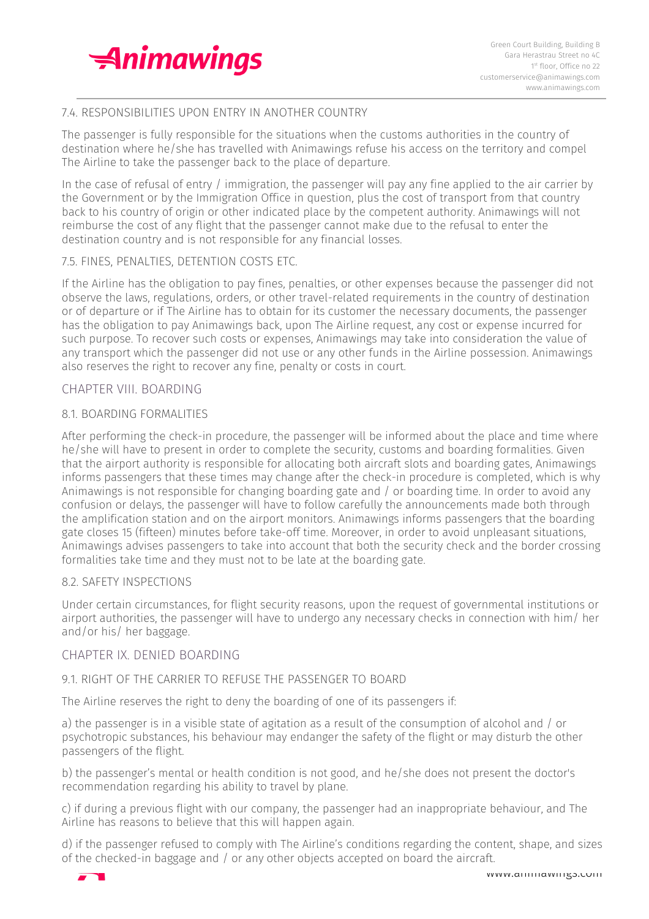## 7.4. RESPONSIBILITIES UPON ENTRY IN ANOTHER COUNTRY

The passenger is fully responsible for the situations when the customs authorities in the country of destination where he/she has travelled with Animawings refuse his access on the territory and compel The Airline to take the passenger back to the place of departure.

In the case of refusal of entry / immigration, the passenger will pay any fine applied to the air carrier by the Government or by the Immigration Office in question, plus the cost of transport from that country back to his country of origin or other indicated place by the competent authority. Animawings will not reimburse the cost of any flight that the passenger cannot make due to the refusal to enter the destination country and is not responsible for any financial losses.

## 7.5. FINES, PENALTIES, DETENTION COSTS ETC.

If the Airline has the obligation to pay fines, penalties, or other expenses because the passenger did not observe the laws, regulations, orders, or other travel-related requirements in the country of destination or of departure or if The Airline has to obtain for its customer the necessary documents, the passenger has the obligation to pay Animawings back, upon The Airline request, any cost or expense incurred for such purpose. To recover such costs or expenses, Animawings may take into consideration the value of any transport which the passenger did not use or any other funds in the Airline possession. Animawings also reserves the right to recover any fine, penalty or costs in court.

# CHAPTER VIII. BOARDING

## 8.1. BOARDING FORMALITIES

After performing the check-in procedure, the passenger will be informed about the place and time where he/she will have to present in order to complete the security, customs and boarding formalities. Given that the airport authority is responsible for allocating both aircraft slots and boarding gates, Animawings informs passengers that these times may change after the check-in procedure is completed, which is why Animawings is not responsible for changing boarding gate and / or boarding time. In order to avoid any confusion or delays, the passenger will have to follow carefully the announcements made both through the amplification station and on the airport monitors. Animawings informs passengers that the boarding gate closes 15 (fifteen) minutes before take-off time. Moreover, in order to avoid unpleasant situations, Animawings advises passengers to take into account that both the security check and the border crossing formalities take time and they must not to be late at the boarding gate.

## 8.2. SAFETY INSPECTIONS

Under certain circumstances, for flight security reasons, upon the request of governmental institutions or airport authorities, the passenger will have to undergo any necessary checks in connection with him/ her and/or his/ her baggage.

# CHAPTER IX. DENIED BOARDING

## 9.1. RIGHT OF THE CARRIER TO REFUSE THE PASSENGER TO BOARD

The Airline reserves the right to deny the boarding of one of its passengers if:

a) the passenger is in a visible state of agitation as a result of the consumption of alcohol and / or psychotropic substances, his behaviour may endanger the safety of the flight or may disturb the other passengers of the flight.

b) the passenger's mental or health condition is not good, and he/she does not present the doctor's recommendation regarding his ability to travel by plane.

c) if during a previous flight with our company, the passenger had an inappropriate behaviour, and The Airline has reasons to believe that this will happen again.

d) if the passenger refused to comply with The Airline's conditions regarding the content, shape, and sizes of the checked-in baggage and / or any other objects accepted on board the aircraft.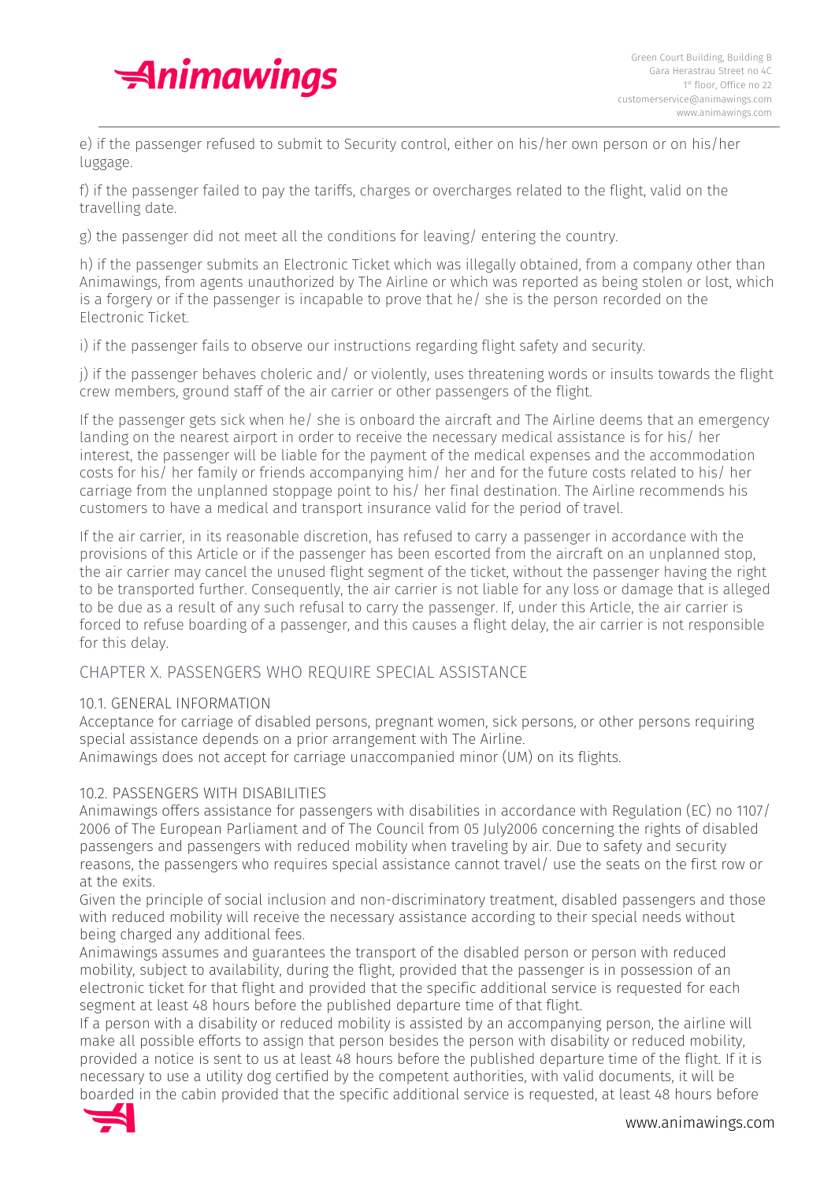e) if the passenger refused to submit to Security control, either on his/her own person or on his/her luggage.

f) if the passenger failed to pay the tariffs, charges or overcharges related to the flight, valid on the travelling date.

g) the passenger did not meet all the conditions for leaving/ entering the country.

h) if the passenger submits an Electronic Ticket which was illegally obtained, from a company other than Animawings, from agents unauthorized by The Airline or which was reported as being stolen or lost, which is a forgery or if the passenger is incapable to prove that he/ she is the person recorded on the Electronic Ticket.

i) if the passenger fails to observe our instructions regarding flight safety and security.

j) if the passenger behaves choleric and/ or violently, uses threatening words or insults towards the flight crew members, ground staff of the air carrier or other passengers of the flight.

If the passenger gets sick when he/ she is onboard the aircraft and The Airline deems that an emergency landing on the nearest airport in order to receive the necessary medical assistance is for his/ her interest, the passenger will be liable for the payment of the medical expenses and the accommodation costs for his/ her family or friends accompanying him/ her and for the future costs related to his/ her carriage from the unplanned stoppage point to his/ her final destination. The Airline recommends his customers to have a medical and transport insurance valid for the period of travel.

If the air carrier, in its reasonable discretion, has refused to carry a passenger in accordance with the provisions of this Article or if the passenger has been escorted from the aircraft on an unplanned stop, the air carrier may cancel the unused flight segment of the ticket, without the passenger having the right to be transported further. Consequently, the air carrier is not liable for any loss or damage that is alleged to be due as a result of any such refusal to carry the passenger. If, under this Article, the air carrier is forced to refuse boarding of a passenger, and this causes a flight delay, the air carrier is not responsible for this delay.

## CHAPTER X. PASSENGERS WHO REQUIRE SPECIAL ASSISTANCE

### 10.1. GENERAL INFORMATION

Acceptance for carriage of disabled persons, pregnant women, sick persons, or other persons requiring special assistance depends on a prior arrangement with The Airline.
Animawings does not accept for carriage unaccompanied minor (UM) on its flights.

### 10.2. PASSENGERS WITH DISABILITIES

Animawings offers assistance for passengers with disabilities in accordance with Regulation (EC) no 1107/ 2006 of The European Parliament and of The Council from 05 July2006 concerning the rights of disabled passengers and passengers with reduced mobility when traveling by air. Due to safety and security reasons, the passengers who requires special assistance cannot travel/ use the seats on the first row or at the exits.
Given the principle of social inclusion and non-discriminatory treatment, disabled passengers and those with reduced mobility will receive the necessary assistance according to their special needs without being charged any additional fees.
Animawings assumes and guarantees the transport of the disabled person or person with reduced mobility, subject to availability, during the flight, provided that the passenger is in possession of an electronic ticket for that flight and provided that the specific additional service is requested for each segment at least 48 hours before the published departure time of that flight.
If a person with a disability or reduced mobility is assisted by an accompanying person, the airline will make all possible efforts to assign that person besides the person with disability or reduced mobility, provided a notice is sent to us at least 48 hours before the published departure time of the flight. If it is necessary to use a utility dog certified by the competent authorities, with valid documents, it will be boarded in the cabin provided that the specific additional service is requested, at least 48 hours before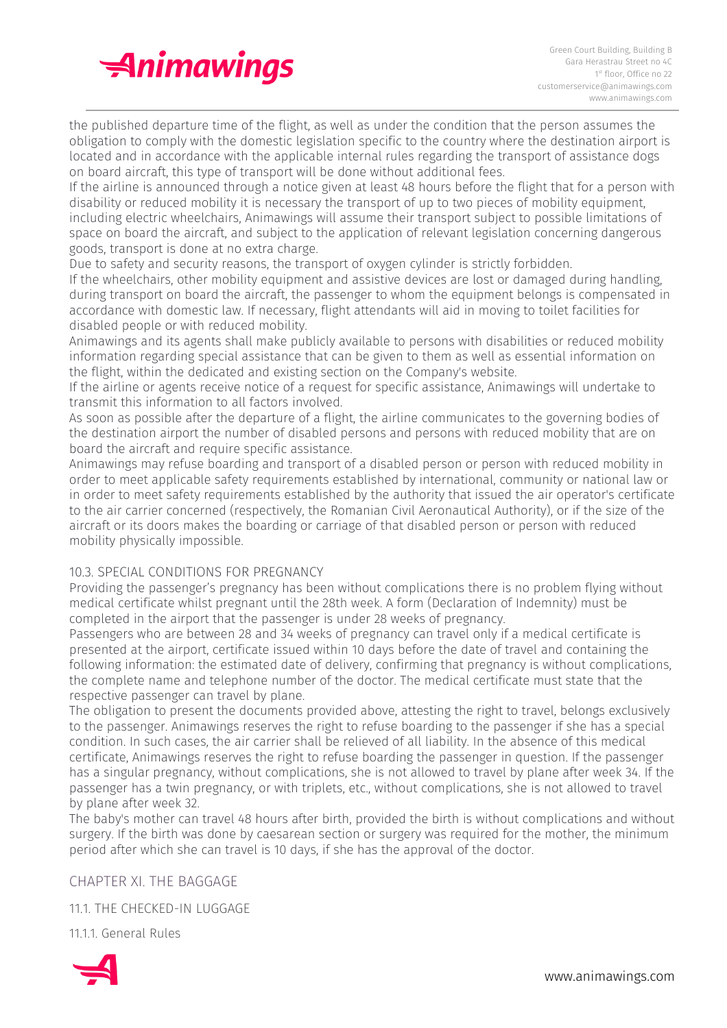the published departure time of the flight, as well as under the condition that the person assumes the obligation to comply with the domestic legislation specific to the country where the destination airport is located and in accordance with the applicable internal rules regarding the transport of assistance dogs on board aircraft, this type of transport will be done without additional fees.

If the airline is announced through a notice given at least 48 hours before the flight that for a person with disability or reduced mobility it is necessary the transport of up to two pieces of mobility equipment, including electric wheelchairs, Animawings will assume their transport subject to possible limitations of space on board the aircraft, and subject to the application of relevant legislation concerning dangerous goods, transport is done at no extra charge.

Due to safety and security reasons, the transport of oxygen cylinder is strictly forbidden.

If the wheelchairs, other mobility equipment and assistive devices are lost or damaged during handling, during transport on board the aircraft, the passenger to whom the equipment belongs is compensated in accordance with domestic law. If necessary, flight attendants will aid in moving to toilet facilities for disabled people or with reduced mobility.

Animawings and its agents shall make publicly available to persons with disabilities or reduced mobility information regarding special assistance that can be given to them as well as essential information on the flight, within the dedicated and existing section on the Company's website.

If the airline or agents receive notice of a request for specific assistance, Animawings will undertake to transmit this information to all factors involved.

As soon as possible after the departure of a flight, the airline communicates to the governing bodies of the destination airport the number of disabled persons and persons with reduced mobility that are on board the aircraft and require specific assistance.

Animawings may refuse boarding and transport of a disabled person or person with reduced mobility in order to meet applicable safety requirements established by international, community or national law or in order to meet safety requirements established by the authority that issued the air operator's certificate to the air carrier concerned (respectively, the Romanian Civil Aeronautical Authority), or if the size of the aircraft or its doors makes the boarding or carriage of that disabled person or person with reduced mobility physically impossible.

### 10.3. SPECIAL CONDITIONS FOR PREGNANCY

Providing the passenger's pregnancy has been without complications there is no problem flying without medical certificate whilst pregnant until the 28th week. A form (Declaration of Indemnity) must be completed in the airport that the passenger is under 28 weeks of pregnancy.

Passengers who are between 28 and 34 weeks of pregnancy can travel only if a medical certificate is presented at the airport, certificate issued within 10 days before the date of travel and containing the following information: the estimated date of delivery, confirming that pregnancy is without complications, the complete name and telephone number of the doctor. The medical certificate must state that the respective passenger can travel by plane.

The obligation to present the documents provided above, attesting the right to travel, belongs exclusively to the passenger. Animawings reserves the right to refuse boarding to the passenger if she has a special condition. In such cases, the air carrier shall be relieved of all liability. In the absence of this medical certificate, Animawings reserves the right to refuse boarding the passenger in question. If the passenger has a singular pregnancy, without complications, she is not allowed to travel by plane after week 34. If the passenger has a twin pregnancy, or with triplets, etc., without complications, she is not allowed to travel by plane after week 32.

The baby's mother can travel 48 hours after birth, provided the birth is without complications and without surgery. If the birth was done by caesarean section or surgery was required for the mother, the minimum period after which she can travel is 10 days, if she has the approval of the doctor.

## CHAPTER XI. THE BAGGAGE

### 11.1. THE CHECKED-IN LUGGAGE

#### 11.1.1. General Rules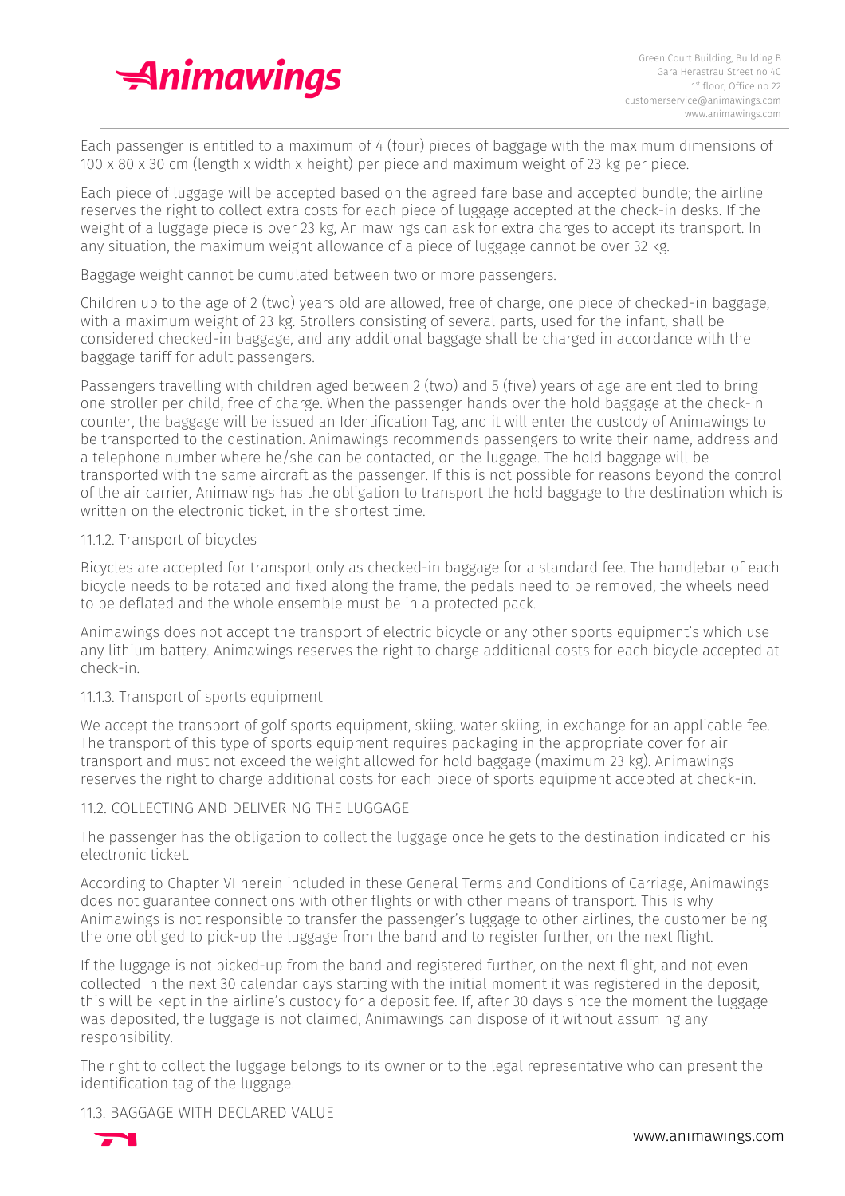Each passenger is entitled to a maximum of 4 (four) pieces of baggage with the maximum dimensions of 100 x 80 x 30 cm (length x width x height) per piece and maximum weight of 23 kg per piece.

Each piece of luggage will be accepted based on the agreed fare base and accepted bundle; the airline reserves the right to collect extra costs for each piece of luggage accepted at the check-in desks. If the weight of a luggage piece is over 23 kg, Animawings can ask for extra charges to accept its transport. In any situation, the maximum weight allowance of a piece of luggage cannot be over 32 kg.

Baggage weight cannot be cumulated between two or more passengers.

Children up to the age of 2 (two) years old are allowed, free of charge, one piece of checked-in baggage, with a maximum weight of 23 kg. Strollers consisting of several parts, used for the infant, shall be considered checked-in baggage, and any additional baggage shall be charged in accordance with the baggage tariff for adult passengers.

Passengers travelling with children aged between 2 (two) and 5 (five) years of age are entitled to bring one stroller per child, free of charge. When the passenger hands over the hold baggage at the check-in counter, the baggage will be issued an Identification Tag, and it will enter the custody of Animawings to be transported to the destination. Animawings recommends passengers to write their name, address and a telephone number where he/she can be contacted, on the luggage. The hold baggage will be transported with the same aircraft as the passenger. If this is not possible for reasons beyond the control of the air carrier, Animawings has the obligation to transport the hold baggage to the destination which is written on the electronic ticket, in the shortest time.

11.1.2. Transport of bicycles

Bicycles are accepted for transport only as checked-in baggage for a standard fee. The handlebar of each bicycle needs to be rotated and fixed along the frame, the pedals need to be removed, the wheels need to be deflated and the whole ensemble must be in a protected pack.

Animawings does not accept the transport of electric bicycle or any other sports equipment's which use any lithium battery. Animawings reserves the right to charge additional costs for each bicycle accepted at check-in.

11.1.3. Transport of sports equipment

We accept the transport of golf sports equipment, skiing, water skiing, in exchange for an applicable fee. The transport of this type of sports equipment requires packaging in the appropriate cover for air transport and must not exceed the weight allowed for hold baggage (maximum 23 kg). Animawings reserves the right to charge additional costs for each piece of sports equipment accepted at check-in.

11.2. COLLECTING AND DELIVERING THE LUGGAGE

The passenger has the obligation to collect the luggage once he gets to the destination indicated on his electronic ticket.

According to Chapter VI herein included in these General Terms and Conditions of Carriage, Animawings does not guarantee connections with other flights or with other means of transport. This is why Animawings is not responsible to transfer the passenger's luggage to other airlines, the customer being the one obliged to pick-up the luggage from the band and to register further, on the next flight.

If the luggage is not picked-up from the band and registered further, on the next flight, and not even collected in the next 30 calendar days starting with the initial moment it was registered in the deposit, this will be kept in the airline's custody for a deposit fee. If, after 30 days since the moment the luggage was deposited, the luggage is not claimed, Animawings can dispose of it without assuming any responsibility.

The right to collect the luggage belongs to its owner or to the legal representative who can present the identification tag of the luggage.

11.3. BAGGAGE WITH DECLARED VALUE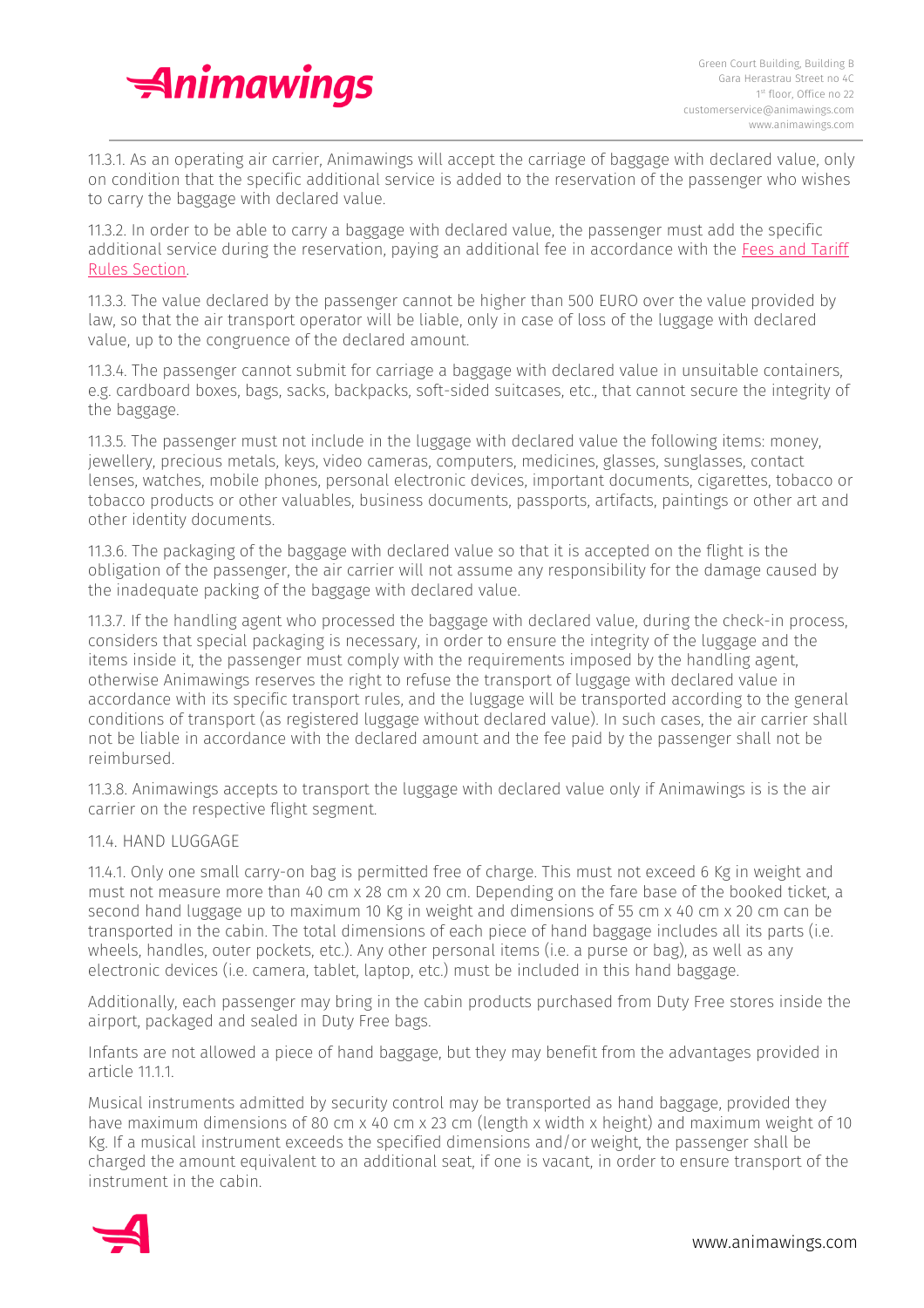11.3.1. As an operating air carrier, Animawings will accept the carriage of baggage with declared value, only on condition that the specific additional service is added to the reservation of the passenger who wishes to carry the baggage with declared value.

11.3.2. In order to be able to carry a baggage with declared value, the passenger must add the specific additional service during the reservation, paying an additional fee in accordance with the Fees and Tariff Rules Section.

11.3.3. The value declared by the passenger cannot be higher than 500 EURO over the value provided by law, so that the air transport operator will be liable, only in case of loss of the luggage with declared value, up to the congruence of the declared amount.

11.3.4. The passenger cannot submit for carriage a baggage with declared value in unsuitable containers, e.g. cardboard boxes, bags, sacks, backpacks, soft-sided suitcases, etc., that cannot secure the integrity of the baggage.

11.3.5. The passenger must not include in the luggage with declared value the following items: money, jewellery, precious metals, keys, video cameras, computers, medicines, glasses, sunglasses, contact lenses, watches, mobile phones, personal electronic devices, important documents, cigarettes, tobacco or tobacco products or other valuables, business documents, passports, artifacts, paintings or other art and other identity documents.

11.3.6. The packaging of the baggage with declared value so that it is accepted on the flight is the obligation of the passenger, the air carrier will not assume any responsibility for the damage caused by the inadequate packing of the baggage with declared value.

11.3.7. If the handling agent who processed the baggage with declared value, during the check-in process, considers that special packaging is necessary, in order to ensure the integrity of the luggage and the items inside it, the passenger must comply with the requirements imposed by the handling agent, otherwise Animawings reserves the right to refuse the transport of luggage with declared value in accordance with its specific transport rules, and the luggage will be transported according to the general conditions of transport (as registered luggage without declared value). In such cases, the air carrier shall not be liable in accordance with the declared amount and the fee paid by the passenger shall not be reimbursed.

11.3.8. Animawings accepts to transport the luggage with declared value only if Animawings is is the air carrier on the respective flight segment.

11.4. HAND LUGGAGE

11.4.1. Only one small carry-on bag is permitted free of charge. This must not exceed 6 Kg in weight and must not measure more than 40 cm x 28 cm x 20 cm. Depending on the fare base of the booked ticket, a second hand luggage up to maximum 10 Kg in weight and dimensions of 55 cm x 40 cm x 20 cm can be transported in the cabin. The total dimensions of each piece of hand baggage includes all its parts (i.e. wheels, handles, outer pockets, etc.). Any other personal items (i.e. a purse or bag), as well as any electronic devices (i.e. camera, tablet, laptop, etc.) must be included in this hand baggage.

Additionally, each passenger may bring in the cabin products purchased from Duty Free stores inside the airport, packaged and sealed in Duty Free bags.

Infants are not allowed a piece of hand baggage, but they may benefit from the advantages provided in article 11.1.1.

Musical instruments admitted by security control may be transported as hand baggage, provided they have maximum dimensions of 80 cm x 40 cm x 23 cm (length x width x height) and maximum weight of 10 Kg. If a musical instrument exceeds the specified dimensions and/or weight, the passenger shall be charged the amount equivalent to an additional seat, if one is vacant, in order to ensure transport of the instrument in the cabin.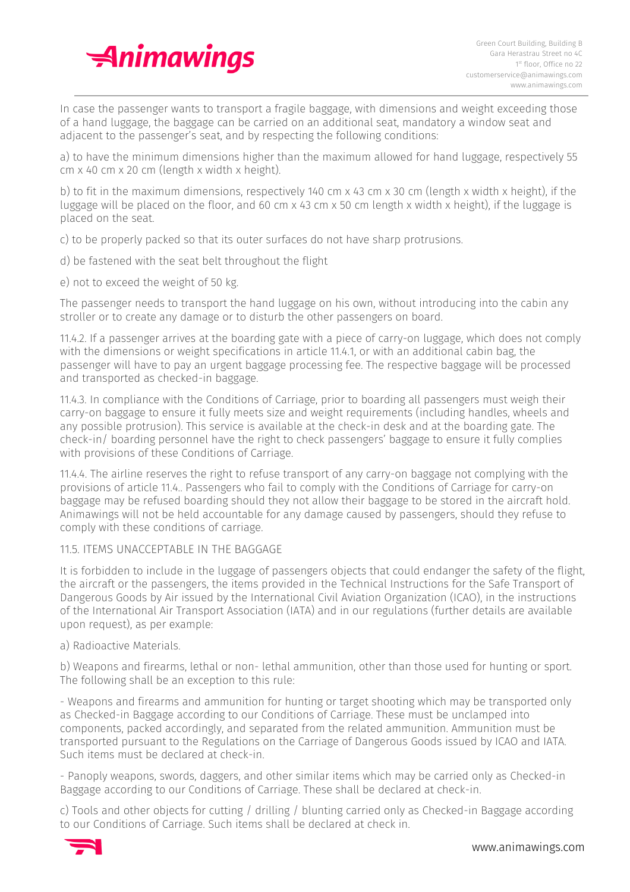In case the passenger wants to transport a fragile baggage, with dimensions and weight exceeding those of a hand luggage, the baggage can be carried on an additional seat, mandatory a window seat and adjacent to the passenger's seat, and by respecting the following conditions:

a) to have the minimum dimensions higher than the maximum allowed for hand luggage, respectively 55 cm x 40 cm x 20 cm (length x width x height).

b) to fit in the maximum dimensions, respectively 140 cm x 43 cm x 30 cm (length x width x height), if the luggage will be placed on the floor, and 60 cm x 43 cm x 50 cm length x width x height), if the luggage is placed on the seat.

c) to be properly packed so that its outer surfaces do not have sharp protrusions.

d) be fastened with the seat belt throughout the flight

e) not to exceed the weight of 50 kg.

The passenger needs to transport the hand luggage on his own, without introducing into the cabin any stroller or to create any damage or to disturb the other passengers on board.

11.4.2. If a passenger arrives at the boarding gate with a piece of carry-on luggage, which does not comply with the dimensions or weight specifications in article 11.4.1, or with an additional cabin bag, the passenger will have to pay an urgent baggage processing fee. The respective baggage will be processed and transported as checked-in baggage.

11.4.3. In compliance with the Conditions of Carriage, prior to boarding all passengers must weigh their carry-on baggage to ensure it fully meets size and weight requirements (including handles, wheels and any possible protrusion). This service is available at the check-in desk and at the boarding gate. The check-in/ boarding personnel have the right to check passengers' baggage to ensure it fully complies with provisions of these Conditions of Carriage.

11.4.4. The airline reserves the right to refuse transport of any carry-on baggage not complying with the provisions of article 11.4.. Passengers who fail to comply with the Conditions of Carriage for carry-on baggage may be refused boarding should they not allow their baggage to be stored in the aircraft hold. Animawings will not be held accountable for any damage caused by passengers, should they refuse to comply with these conditions of carriage.

11.5. ITEMS UNACCEPTABLE IN THE BAGGAGE

It is forbidden to include in the luggage of passengers objects that could endanger the safety of the flight, the aircraft or the passengers, the items provided in the Technical Instructions for the Safe Transport of Dangerous Goods by Air issued by the International Civil Aviation Organization (ICAO), in the instructions of the International Air Transport Association (IATA) and in our regulations (further details are available upon request), as per example:

a) Radioactive Materials.

b) Weapons and firearms, lethal or non- lethal ammunition, other than those used for hunting or sport. The following shall be an exception to this rule:

- Weapons and firearms and ammunition for hunting or target shooting which may be transported only as Checked-in Baggage according to our Conditions of Carriage. These must be unclamped into components, packed accordingly, and separated from the related ammunition. Ammunition must be transported pursuant to the Regulations on the Carriage of Dangerous Goods issued by ICAO and IATA. Such items must be declared at check-in.

- Panoply weapons, swords, daggers, and other similar items which may be carried only as Checked-in Baggage according to our Conditions of Carriage. These shall be declared at check-in.

c) Tools and other objects for cutting / drilling / blunting carried only as Checked-in Baggage according to our Conditions of Carriage. Such items shall be declared at check in.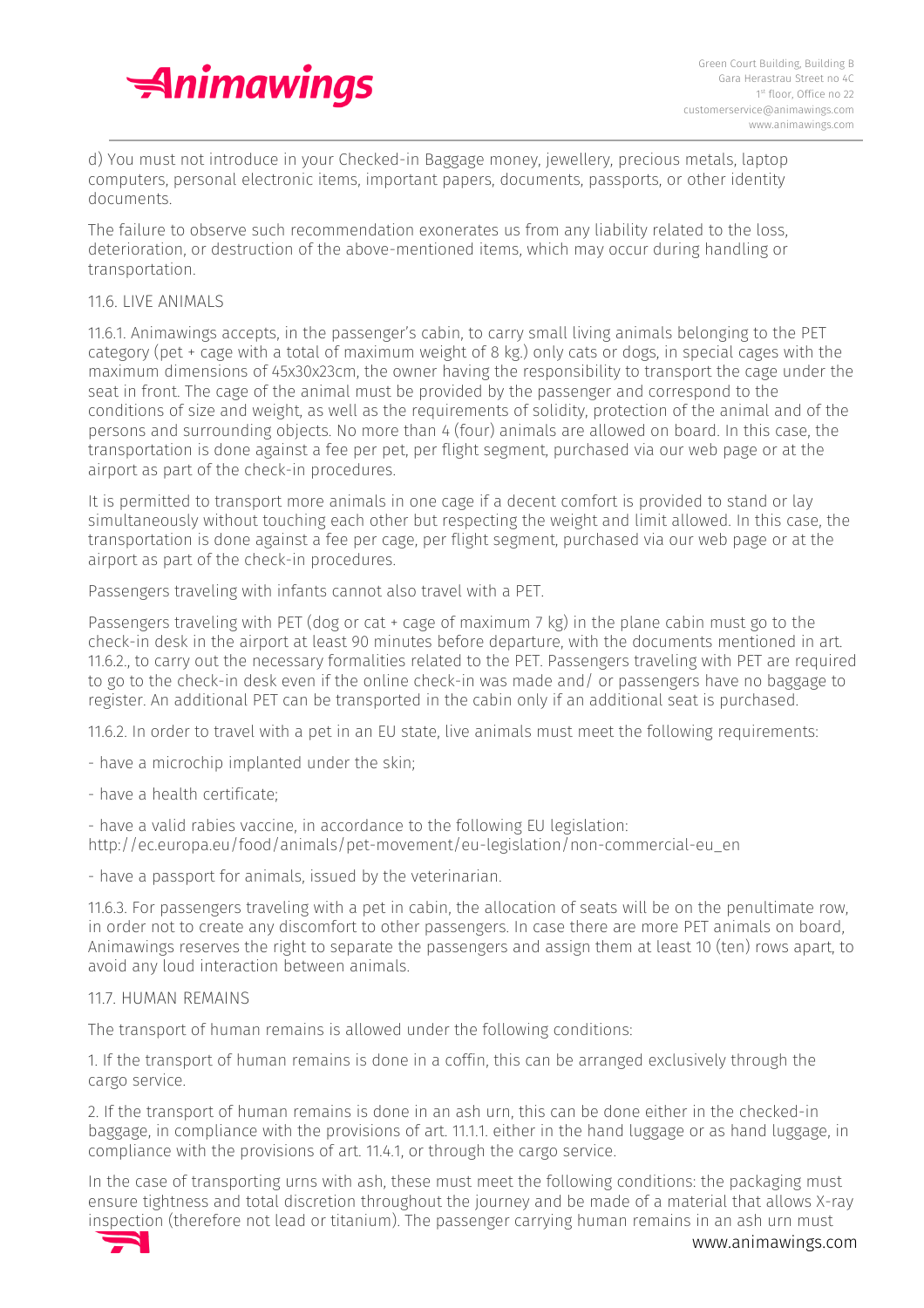d) You must not introduce in your Checked-in Baggage money, jewellery, precious metals, laptop computers, personal electronic items, important papers, documents, passports, or other identity documents.

The failure to observe such recommendation exonerates us from any liability related to the loss, deterioration, or destruction of the above-mentioned items, which may occur during handling or transportation.

### 11.6. LIVE ANIMALS

11.6.1. Animawings accepts, in the passenger's cabin, to carry small living animals belonging to the PET category (pet + cage with a total of maximum weight of 8 kg.) only cats or dogs, in special cages with the maximum dimensions of 45x30x23cm, the owner having the responsibility to transport the cage under the seat in front. The cage of the animal must be provided by the passenger and correspond to the conditions of size and weight, as well as the requirements of solidity, protection of the animal and of the persons and surrounding objects. No more than 4 (four) animals are allowed on board. In this case, the transportation is done against a fee per pet, per flight segment, purchased via our web page or at the airport as part of the check-in procedures.

It is permitted to transport more animals in one cage if a decent comfort is provided to stand or lay simultaneously without touching each other but respecting the weight and limit allowed. In this case, the transportation is done against a fee per cage, per flight segment, purchased via our web page or at the airport as part of the check-in procedures.

Passengers traveling with infants cannot also travel with a PET.

Passengers traveling with PET (dog or cat + cage of maximum 7 kg) in the plane cabin must go to the check-in desk in the airport at least 90 minutes before departure, with the documents mentioned in art. 11.6.2., to carry out the necessary formalities related to the PET. Passengers traveling with PET are required to go to the check-in desk even if the online check-in was made and/ or passengers have no baggage to register. An additional PET can be transported in the cabin only if an additional seat is purchased.

11.6.2. In order to travel with a pet in an EU state, live animals must meet the following requirements:

- have a microchip implanted under the skin;

- have a health certificate;

- have a valid rabies vaccine, in accordance to the following EU legislation: http://ec.europa.eu/food/animals/pet-movement/eu-legislation/non-commercial-eu_en

- have a passport for animals, issued by the veterinarian.

11.6.3. For passengers traveling with a pet in cabin, the allocation of seats will be on the penultimate row, in order not to create any discomfort to other passengers. In case there are more PET animals on board, Animawings reserves the right to separate the passengers and assign them at least 10 (ten) rows apart, to avoid any loud interaction between animals.

### 11.7. HUMAN REMAINS

The transport of human remains is allowed under the following conditions:

1. If the transport of human remains is done in a coffin, this can be arranged exclusively through the cargo service.

2. If the transport of human remains is done in an ash urn, this can be done either in the checked-in baggage, in compliance with the provisions of art. 11.1.1. either in the hand luggage or as hand luggage, in compliance with the provisions of art. 11.4.1, or through the cargo service.

In the case of transporting urns with ash, these must meet the following conditions: the packaging must ensure tightness and total discretion throughout the journey and be made of a material that allows X-ray inspection (therefore not lead or titanium). The passenger carrying human remains in an ash urn must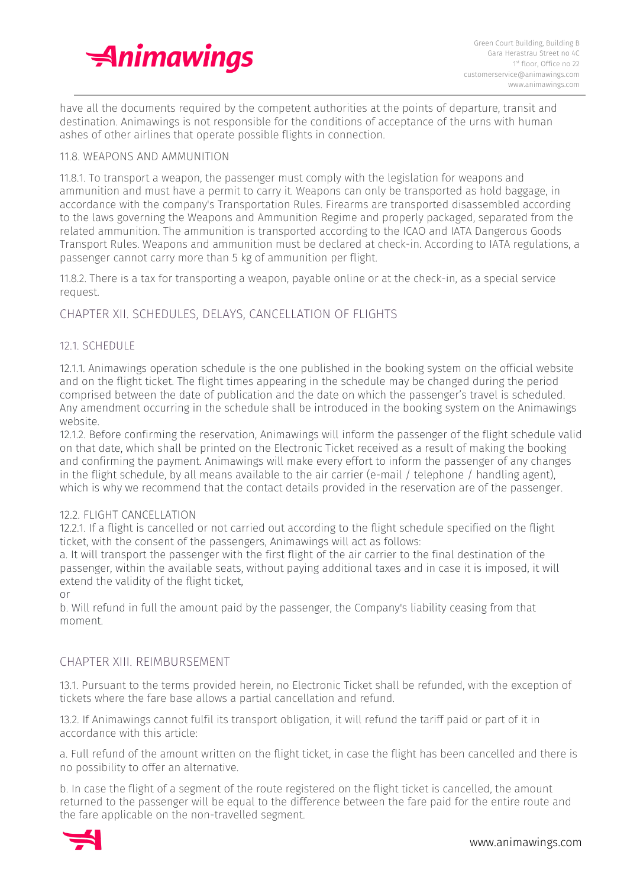have all the documents required by the competent authorities at the points of departure, transit and destination. Animawings is not responsible for the conditions of acceptance of the urns with human ashes of other airlines that operate possible flights in connection.

### 11.8. WEAPONS AND AMMUNITION

11.8.1. To transport a weapon, the passenger must comply with the legislation for weapons and ammunition and must have a permit to carry it. Weapons can only be transported as hold baggage, in accordance with the company's Transportation Rules. Firearms are transported disassembled according to the laws governing the Weapons and Ammunition Regime and properly packaged, separated from the related ammunition. The ammunition is transported according to the ICAO and IATA Dangerous Goods Transport Rules. Weapons and ammunition must be declared at check-in. According to IATA regulations, a passenger cannot carry more than 5 kg of ammunition per flight.

11.8.2. There is a tax for transporting a weapon, payable online or at the check-in, as a special service request.

## CHAPTER XII. SCHEDULES, DELAYS, CANCELLATION OF FLIGHTS

### 12.1. SCHEDULE

12.1.1. Animawings operation schedule is the one published in the booking system on the official website and on the flight ticket. The flight times appearing in the schedule may be changed during the period comprised between the date of publication and the date on which the passenger's travel is scheduled. Any amendment occurring in the schedule shall be introduced in the booking system on the Animawings website.
12.1.2. Before confirming the reservation, Animawings will inform the passenger of the flight schedule valid on that date, which shall be printed on the Electronic Ticket received as a result of making the booking and confirming the payment. Animawings will make every effort to inform the passenger of any changes in the flight schedule, by all means available to the air carrier (e-mail / telephone / handling agent), which is why we recommend that the contact details provided in the reservation are of the passenger.

### 12.2. FLIGHT CANCELLATION

12.2.1. If a flight is cancelled or not carried out according to the flight schedule specified on the flight ticket, with the consent of the passengers, Animawings will act as follows:
a. It will transport the passenger with the first flight of the air carrier to the final destination of the passenger, within the available seats, without paying additional taxes and in case it is imposed, it will extend the validity of the flight ticket,
or
b. Will refund in full the amount paid by the passenger, the Company's liability ceasing from that moment.

## CHAPTER XIII. REIMBURSEMENT

13.1. Pursuant to the terms provided herein, no Electronic Ticket shall be refunded, with the exception of tickets where the fare base allows a partial cancellation and refund.

13.2. If Animawings cannot fulfil its transport obligation, it will refund the tariff paid or part of it in accordance with this article:

a. Full refund of the amount written on the flight ticket, in case the flight has been cancelled and there is no possibility to offer an alternative.

b. In case the flight of a segment of the route registered on the flight ticket is cancelled, the amount returned to the passenger will be equal to the difference between the fare paid for the entire route and the fare applicable on the non-travelled segment.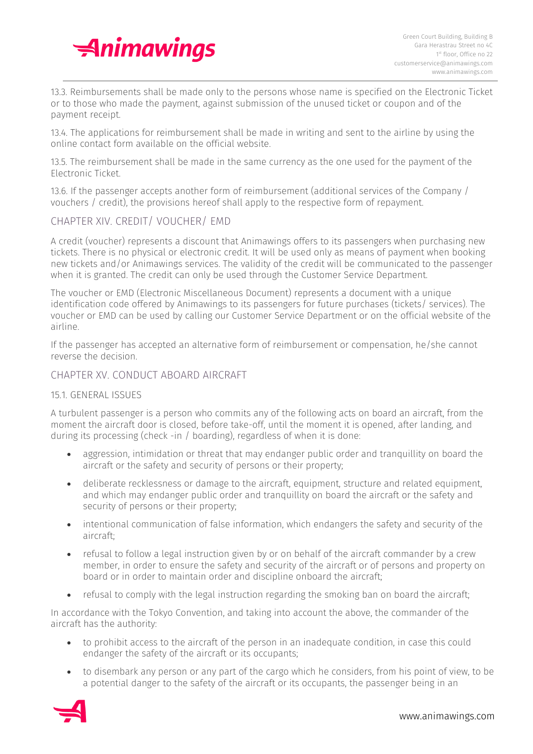13.3. Reimbursements shall be made only to the persons whose name is specified on the Electronic Ticket or to those who made the payment, against submission of the unused ticket or coupon and of the payment receipt.

13.4. The applications for reimbursement shall be made in writing and sent to the airline by using the online contact form available on the official website.

13.5. The reimbursement shall be made in the same currency as the one used for the payment of the Electronic Ticket.

13.6. If the passenger accepts another form of reimbursement (additional services of the Company / vouchers / credit), the provisions hereof shall apply to the respective form of repayment.

## CHAPTER XIV. CREDIT/ VOUCHER/ EMD

A credit (voucher) represents a discount that Animawings offers to its passengers when purchasing new tickets. There is no physical or electronic credit. It will be used only as means of payment when booking new tickets and/or Animawings services. The validity of the credit will be communicated to the passenger when it is granted. The credit can only be used through the Customer Service Department.

The voucher or EMD (Electronic Miscellaneous Document) represents a document with a unique identification code offered by Animawings to its passengers for future purchases (tickets/ services). The voucher or EMD can be used by calling our Customer Service Department or on the official website of the airline.

If the passenger has accepted an alternative form of reimbursement or compensation, he/she cannot reverse the decision.

## CHAPTER XV. CONDUCT ABOARD AIRCRAFT

### 15.1. GENERAL ISSUES

A turbulent passenger is a person who commits any of the following acts on board an aircraft, from the moment the aircraft door is closed, before take-off, until the moment it is opened, after landing, and during its processing (check -in / boarding), regardless of when it is done:

- aggression, intimidation or threat that may endanger public order and tranquillity on board the aircraft or the safety and security of persons or their property;
- deliberate recklessness or damage to the aircraft, equipment, structure and related equipment, and which may endanger public order and tranquillity on board the aircraft or the safety and security of persons or their property;
- intentional communication of false information, which endangers the safety and security of the aircraft;
- refusal to follow a legal instruction given by or on behalf of the aircraft commander by a crew member, in order to ensure the safety and security of the aircraft or of persons and property on board or in order to maintain order and discipline onboard the aircraft;
- refusal to comply with the legal instruction regarding the smoking ban on board the aircraft;

In accordance with the Tokyo Convention, and taking into account the above, the commander of the aircraft has the authority:

- to prohibit access to the aircraft of the person in an inadequate condition, in case this could endanger the safety of the aircraft or its occupants;
- to disembark any person or any part of the cargo which he considers, from his point of view, to be a potential danger to the safety of the aircraft or its occupants, the passenger being in an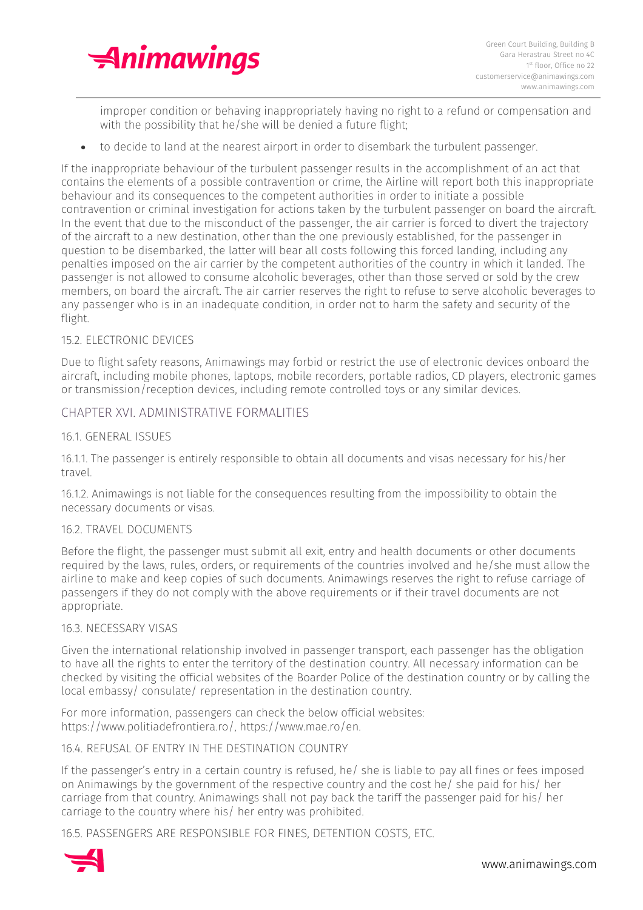improper condition or behaving inappropriately having no right to a refund or compensation and with the possibility that he/she will be denied a future flight;

- to decide to land at the nearest airport in order to disembark the turbulent passenger.

If the inappropriate behaviour of the turbulent passenger results in the accomplishment of an act that contains the elements of a possible contravention or crime, the Airline will report both this inappropriate behaviour and its consequences to the competent authorities in order to initiate a possible contravention or criminal investigation for actions taken by the turbulent passenger on board the aircraft. In the event that due to the misconduct of the passenger, the air carrier is forced to divert the trajectory of the aircraft to a new destination, other than the one previously established, for the passenger in question to be disembarked, the latter will bear all costs following this forced landing, including any penalties imposed on the air carrier by the competent authorities of the country in which it landed. The passenger is not allowed to consume alcoholic beverages, other than those served or sold by the crew members, on board the aircraft. The air carrier reserves the right to refuse to serve alcoholic beverages to any passenger who is in an inadequate condition, in order not to harm the safety and security of the flight.

### 15.2. ELECTRONIC DEVICES

Due to flight safety reasons, Animawings may forbid or restrict the use of electronic devices onboard the aircraft, including mobile phones, laptops, mobile recorders, portable radios, CD players, electronic games or transmission/reception devices, including remote controlled toys or any similar devices.

## CHAPTER XVI. ADMINISTRATIVE FORMALITIES

### 16.1. GENERAL ISSUES

16.1.1. The passenger is entirely responsible to obtain all documents and visas necessary for his/her travel.

16.1.2. Animawings is not liable for the consequences resulting from the impossibility to obtain the necessary documents or visas.

### 16.2. TRAVEL DOCUMENTS

Before the flight, the passenger must submit all exit, entry and health documents or other documents required by the laws, rules, orders, or requirements of the countries involved and he/she must allow the airline to make and keep copies of such documents. Animawings reserves the right to refuse carriage of passengers if they do not comply with the above requirements or if their travel documents are not appropriate.

### 16.3. NECESSARY VISAS

Given the international relationship involved in passenger transport, each passenger has the obligation to have all the rights to enter the territory of the destination country. All necessary information can be checked by visiting the official websites of the Boarder Police of the destination country or by calling the local embassy/ consulate/ representation in the destination country.

For more information, passengers can check the below official websites: https://www.politiadefrontiera.ro/, https://www.mae.ro/en.

### 16.4. REFUSAL OF ENTRY IN THE DESTINATION COUNTRY

If the passenger's entry in a certain country is refused, he/ she is liable to pay all fines or fees imposed on Animawings by the government of the respective country and the cost he/ she paid for his/ her carriage from that country. Animawings shall not pay back the tariff the passenger paid for his/ her carriage to the country where his/ her entry was prohibited.

### 16.5. PASSENGERS ARE RESPONSIBLE FOR FINES, DETENTION COSTS, ETC.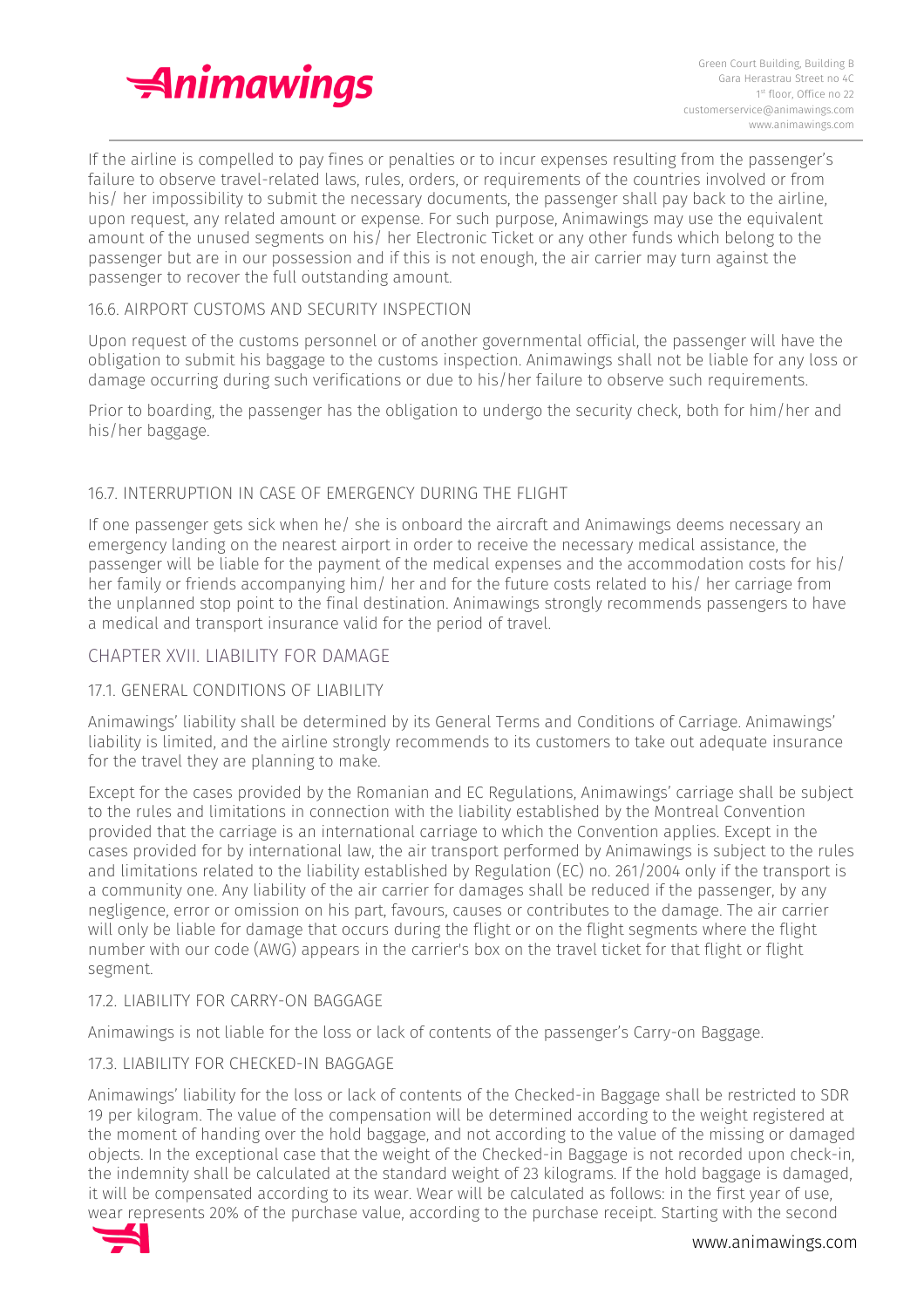If the airline is compelled to pay fines or penalties or to incur expenses resulting from the passenger's failure to observe travel-related laws, rules, orders, or requirements of the countries involved or from his/ her impossibility to submit the necessary documents, the passenger shall pay back to the airline, upon request, any related amount or expense. For such purpose, Animawings may use the equivalent amount of the unused segments on his/ her Electronic Ticket or any other funds which belong to the passenger but are in our possession and if this is not enough, the air carrier may turn against the passenger to recover the full outstanding amount.

### 16.6. AIRPORT CUSTOMS AND SECURITY INSPECTION

Upon request of the customs personnel or of another governmental official, the passenger will have the obligation to submit his baggage to the customs inspection. Animawings shall not be liable for any loss or damage occurring during such verifications or due to his/her failure to observe such requirements.

Prior to boarding, the passenger has the obligation to undergo the security check, both for him/her and his/her baggage.

### 16.7. INTERRUPTION IN CASE OF EMERGENCY DURING THE FLIGHT

If one passenger gets sick when he/ she is onboard the aircraft and Animawings deems necessary an emergency landing on the nearest airport in order to receive the necessary medical assistance, the passenger will be liable for the payment of the medical expenses and the accommodation costs for his/ her family or friends accompanying him/ her and for the future costs related to his/ her carriage from the unplanned stop point to the final destination. Animawings strongly recommends passengers to have a medical and transport insurance valid for the period of travel.

## CHAPTER XVII. LIABILITY FOR DAMAGE

### 17.1. GENERAL CONDITIONS OF LIABILITY

Animawings' liability shall be determined by its General Terms and Conditions of Carriage. Animawings' liability is limited, and the airline strongly recommends to its customers to take out adequate insurance for the travel they are planning to make.

Except for the cases provided by the Romanian and EC Regulations, Animawings' carriage shall be subject to the rules and limitations in connection with the liability established by the Montreal Convention provided that the carriage is an international carriage to which the Convention applies. Except in the cases provided for by international law, the air transport performed by Animawings is subject to the rules and limitations related to the liability established by Regulation (EC) no. 261/2004 only if the transport is a community one. Any liability of the air carrier for damages shall be reduced if the passenger, by any negligence, error or omission on his part, favours, causes or contributes to the damage. The air carrier will only be liable for damage that occurs during the flight or on the flight segments where the flight number with our code (AWG) appears in the carrier's box on the travel ticket for that flight or flight segment.

### 17.2. LIABILITY FOR CARRY-ON BAGGAGE

Animawings is not liable for the loss or lack of contents of the passenger's Carry-on Baggage.

### 17.3. LIABILITY FOR CHECKED-IN BAGGAGE

Animawings' liability for the loss or lack of contents of the Checked-in Baggage shall be restricted to SDR 19 per kilogram. The value of the compensation will be determined according to the weight registered at the moment of handing over the hold baggage, and not according to the value of the missing or damaged objects. In the exceptional case that the weight of the Checked-in Baggage is not recorded upon check-in, the indemnity shall be calculated at the standard weight of 23 kilograms. If the hold baggage is damaged, it will be compensated according to its wear. Wear will be calculated as follows: in the first year of use, wear represents 20% of the purchase value, according to the purchase receipt. Starting with the second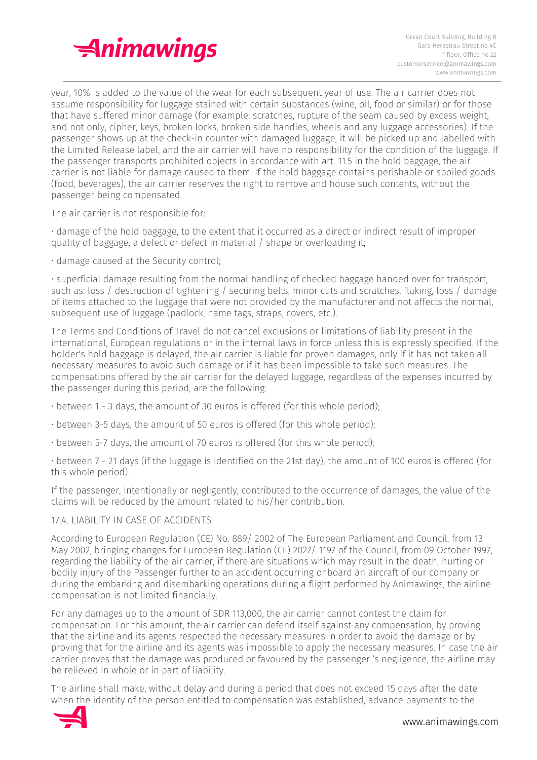year, 10% is added to the value of the wear for each subsequent year of use. The air carrier does not assume responsibility for luggage stained with certain substances (wine, oil, food or similar) or for those that have suffered minor damage (for example: scratches, rupture of the seam caused by excess weight, and not only, cipher, keys, broken locks, broken side handles, wheels and any luggage accessories). If the passenger shows up at the check-in counter with damaged luggage, it will be picked up and labelled with the Limited Release label, and the air carrier will have no responsibility for the condition of the luggage. If the passenger transports prohibited objects in accordance with art. 11.5 in the hold baggage, the air carrier is not liable for damage caused to them. If the hold baggage contains perishable or spoiled goods (food, beverages), the air carrier reserves the right to remove and house such contents, without the passenger being compensated.

The air carrier is not responsible for:

- damage of the hold baggage, to the extent that it occurred as a direct or indirect result of improper quality of baggage, a defect or defect in material / shape or overloading it;
- damage caused at the Security control;
- superficial damage resulting from the normal handling of checked baggage handed over for transport, such as: loss / destruction of tightening / securing belts, minor cuts and scratches, flaking, loss / damage of items attached to the luggage that were not provided by the manufacturer and not affects the normal, subsequent use of luggage (padlock, name tags, straps, covers, etc.).

The Terms and Conditions of Travel do not cancel exclusions or limitations of liability present in the international, European regulations or in the internal laws in force unless this is expressly specified. If the holder's hold baggage is delayed, the air carrier is liable for proven damages, only if it has not taken all necessary measures to avoid such damage or if it has been impossible to take such measures. The compensations offered by the air carrier for the delayed luggage, regardless of the expenses incurred by the passenger during this period, are the following:

- between 1 - 3 days, the amount of 30 euros is offered (for this whole period);
- between 3-5 days, the amount of 50 euros is offered (for this whole period);
- between 5-7 days, the amount of 70 euros is offered (for this whole period);
- between 7 - 21 days (if the luggage is identified on the 21st day), the amount of 100 euros is offered (for this whole period).

If the passenger, intentionally or negligently, contributed to the occurrence of damages, the value of the claims will be reduced by the amount related to his/her contribution.

17.4. LIABILITY IN CASE OF ACCIDENTS

According to European Regulation (CE) No. 889/ 2002 of The European Parliament and Council, from 13 May 2002, bringing changes for European Regulation (CE) 2027/ 1197 of the Council, from 09 October 1997, regarding the liability of the air carrier, if there are situations which may result in the death, hurting or bodily injury of the Passenger further to an accident occurring onboard an aircraft of our company or during the embarking and disembarking operations during a flight performed by Animawings, the airline compensation is not limited financially.

For any damages up to the amount of SDR 113,000, the air carrier cannot contest the claim for compensation. For this amount, the air carrier can defend itself against any compensation, by proving that the airline and its agents respected the necessary measures in order to avoid the damage or by proving that for the airline and its agents was impossible to apply the necessary measures. In case the air carrier proves that the damage was produced or favoured by the passenger 's negligence, the airline may be relieved in whole or in part of liability.

The airline shall make, without delay and during a period that does not exceed 15 days after the date when the identity of the person entitled to compensation was established, advance payments to the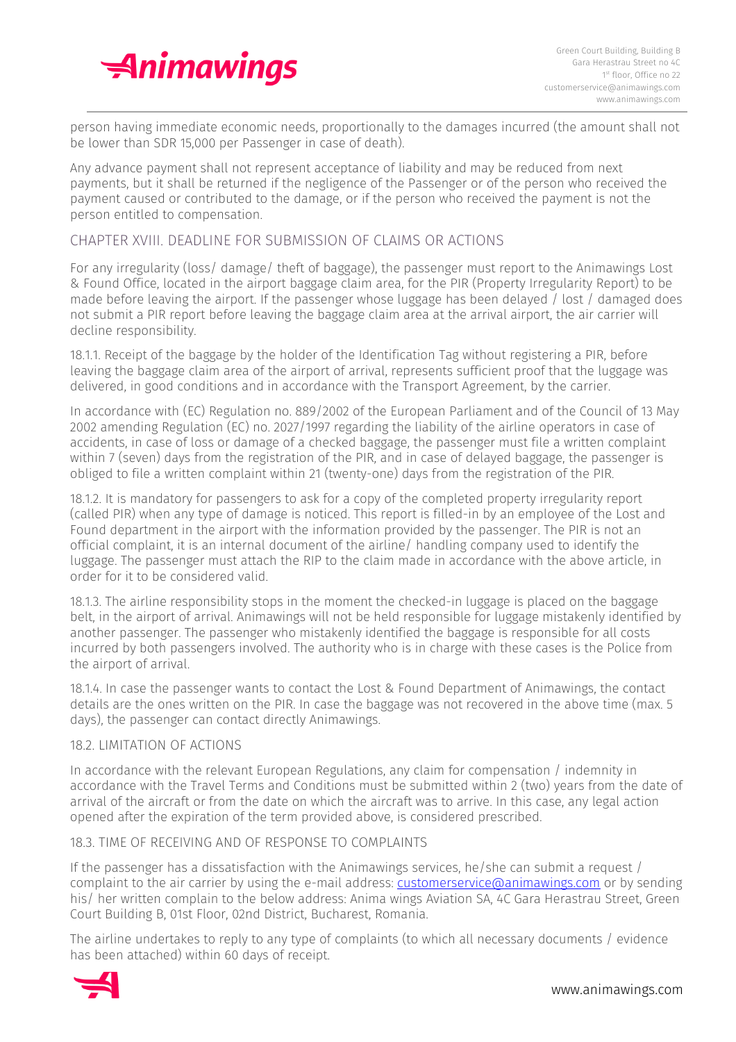person having immediate economic needs, proportionally to the damages incurred (the amount shall not be lower than SDR 15,000 per Passenger in case of death).

Any advance payment shall not represent acceptance of liability and may be reduced from next payments, but it shall be returned if the negligence of the Passenger or of the person who received the payment caused or contributed to the damage, or if the person who received the payment is not the person entitled to compensation.

## CHAPTER XVIII. DEADLINE FOR SUBMISSION OF CLAIMS OR ACTIONS

For any irregularity (loss/ damage/ theft of baggage), the passenger must report to the Animawings Lost & Found Office, located in the airport baggage claim area, for the PIR (Property Irregularity Report) to be made before leaving the airport. If the passenger whose luggage has been delayed / lost / damaged does not submit a PIR report before leaving the baggage claim area at the arrival airport, the air carrier will decline responsibility.

18.1.1. Receipt of the baggage by the holder of the Identification Tag without registering a PIR, before leaving the baggage claim area of the airport of arrival, represents sufficient proof that the luggage was delivered, in good conditions and in accordance with the Transport Agreement, by the carrier.

In accordance with (EC) Regulation no. 889/2002 of the European Parliament and of the Council of 13 May 2002 amending Regulation (EC) no. 2027/1997 regarding the liability of the airline operators in case of accidents, in case of loss or damage of a checked baggage, the passenger must file a written complaint within 7 (seven) days from the registration of the PIR, and in case of delayed baggage, the passenger is obliged to file a written complaint within 21 (twenty-one) days from the registration of the PIR.

18.1.2. It is mandatory for passengers to ask for a copy of the completed property irregularity report (called PIR) when any type of damage is noticed. This report is filled-in by an employee of the Lost and Found department in the airport with the information provided by the passenger. The PIR is not an official complaint, it is an internal document of the airline/ handling company used to identify the luggage. The passenger must attach the RIP to the claim made in accordance with the above article, in order for it to be considered valid.

18.1.3. The airline responsibility stops in the moment the checked-in luggage is placed on the baggage belt, in the airport of arrival. Animawings will not be held responsible for luggage mistakenly identified by another passenger. The passenger who mistakenly identified the baggage is responsible for all costs incurred by both passengers involved. The authority who is in charge with these cases is the Police from the airport of arrival.

18.1.4. In case the passenger wants to contact the Lost & Found Department of Animawings, the contact details are the ones written on the PIR. In case the baggage was not recovered in the above time (max. 5 days), the passenger can contact directly Animawings.

### 18.2. LIMITATION OF ACTIONS

In accordance with the relevant European Regulations, any claim for compensation / indemnity in accordance with the Travel Terms and Conditions must be submitted within 2 (two) years from the date of arrival of the aircraft or from the date on which the aircraft was to arrive. In this case, any legal action opened after the expiration of the term provided above, is considered prescribed.

### 18.3. TIME OF RECEIVING AND OF RESPONSE TO COMPLAINTS

If the passenger has a dissatisfaction with the Animawings services, he/she can submit a request / complaint to the air carrier by using the e-mail address: customerservice@animawings.com or by sending his/ her written complain to the below address: Anima wings Aviation SA, 4C Gara Herastrau Street, Green Court Building B, 01st Floor, 02nd District, Bucharest, Romania.

The airline undertakes to reply to any type of complaints (to which all necessary documents / evidence has been attached) within 60 days of receipt.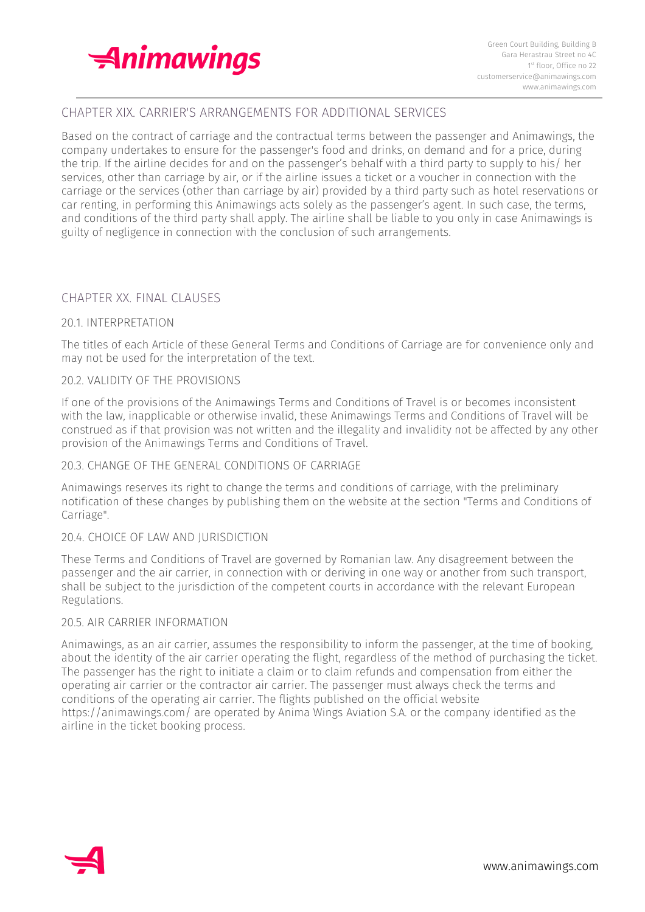## CHAPTER XIX. CARRIER'S ARRANGEMENTS FOR ADDITIONAL SERVICES

Based on the contract of carriage and the contractual terms between the passenger and Animawings, the company undertakes to ensure for the passenger's food and drinks, on demand and for a price, during the trip. If the airline decides for and on the passenger's behalf with a third party to supply to his/ her services, other than carriage by air, or if the airline issues a ticket or a voucher in connection with the carriage or the services (other than carriage by air) provided by a third party such as hotel reservations or car renting, in performing this Animawings acts solely as the passenger's agent. In such case, the terms, and conditions of the third party shall apply. The airline shall be liable to you only in case Animawings is guilty of negligence in connection with the conclusion of such arrangements.

## CHAPTER XX. FINAL CLAUSES

### 20.1. INTERPRETATION

The titles of each Article of these General Terms and Conditions of Carriage are for convenience only and may not be used for the interpretation of the text.

### 20.2. VALIDITY OF THE PROVISIONS

If one of the provisions of the Animawings Terms and Conditions of Travel is or becomes inconsistent with the law, inapplicable or otherwise invalid, these Animawings Terms and Conditions of Travel will be construed as if that provision was not written and the illegality and invalidity not be affected by any other provision of the Animawings Terms and Conditions of Travel.

### 20.3. CHANGE OF THE GENERAL CONDITIONS OF CARRIAGE

Animawings reserves its right to change the terms and conditions of carriage, with the preliminary notification of these changes by publishing them on the website at the section "Terms and Conditions of Carriage".

### 20.4. CHOICE OF LAW AND JURISDICTION

These Terms and Conditions of Travel are governed by Romanian law. Any disagreement between the passenger and the air carrier, in connection with or deriving in one way or another from such transport, shall be subject to the jurisdiction of the competent courts in accordance with the relevant European Regulations.

### 20.5. AIR CARRIER INFORMATION

Animawings, as an air carrier, assumes the responsibility to inform the passenger, at the time of booking, about the identity of the air carrier operating the flight, regardless of the method of purchasing the ticket. The passenger has the right to initiate a claim or to claim refunds and compensation from either the operating air carrier or the contractor air carrier. The passenger must always check the terms and conditions of the operating air carrier. The flights published on the official website https://animawings.com/ are operated by Anima Wings Aviation S.A. or the company identified as the airline in the ticket booking process.